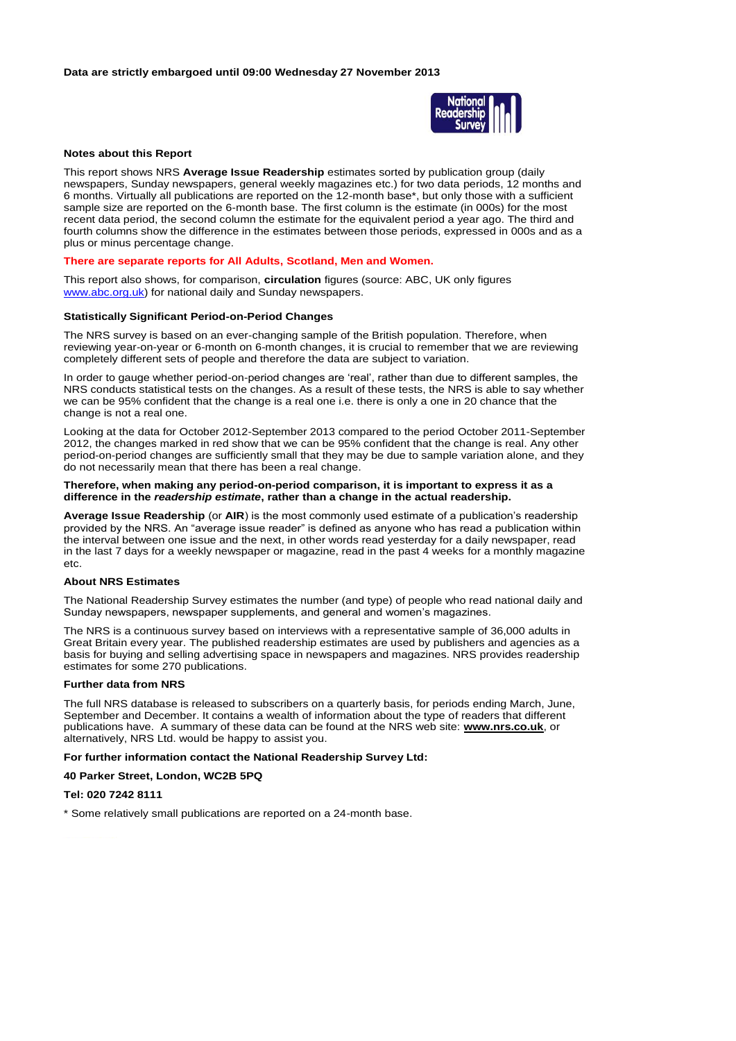**Data are strictly embargoed until 09:00 Wednesday 27 November 2013**

### Notes about this Report

This report shows NRS **Average Issue Readership** estimates sorted by publication group (daily newspapers, Sunday newspapers, general weekly magazines etc.) for two data periods, 12 months and 6 months. Virtually all publications are reported on the 12-month base*, but only those with a sufficient sample size are reported on the 6-month base. The first column is the estimate (in 000s) for the most recent data period, the second column the estimate for the equivalent period a year ago. The third and fourth columns show the difference in the estimates between those periods, expressed in 000s and as a plus or minus percentage change.

**There are separate reports for All Adults, Scotland, Men and Women.**

This report also shows, for comparison, **circulation** figures (source: ABC, UK only figures www.abc.org.uk) for national daily and Sunday newspapers.

### Statistically Significant Period-on-Period Changes

The NRS survey is based on an ever-changing sample of the British population. Therefore, when reviewing year-on-year or 6-month on 6-month changes, it is crucial to remember that we are reviewing completely different sets of people and therefore the data are subject to variation.

In order to gauge whether period-on-period changes are 'real', rather than due to different samples, the NRS conducts statistical tests on the changes. As a result of these tests, the NRS is able to say whether we can be 95% confident that the change is a real one i.e. there is only a one in 20 chance that the change is not a real one.

Looking at the data for October 2012-September 2013 compared to the period October 2011-September 2012, the changes marked in red show that we can be 95% confident that the change is real. Any other period-on-period changes are sufficiently small that they may be due to sample variation alone, and they do not necessarily mean that there has been a real change.

**Therefore, when making any period-on-period comparison, it is important to express it as a difference in the *readership estimate*, rather than a change in the actual readership.**

**Average Issue Readership** (or **AIR**) is the most commonly used estimate of a publication's readership provided by the NRS. An "average issue reader" is defined as anyone who has read a publication within the interval between one issue and the next, in other words read yesterday for a daily newspaper, read in the last 7 days for a weekly newspaper or magazine, read in the past 4 weeks for a monthly magazine etc.

### About NRS Estimates

The National Readership Survey estimates the number (and type) of people who read national daily and Sunday newspapers, newspaper supplements, and general and women's magazines.

The NRS is a continuous survey based on interviews with a representative sample of 36,000 adults in Great Britain every year. The published readership estimates are used by publishers and agencies as a basis for buying and selling advertising space in newspapers and magazines. NRS provides readership estimates for some 270 publications.

### Further data from NRS

The full NRS database is released to subscribers on a quarterly basis, for periods ending March, June, September and December. It contains a wealth of information about the type of readers that different publications have. A summary of these data can be found at the NRS web site: **www.nrs.co.uk**, or alternatively, NRS Ltd. would be happy to assist you.

**For further information contact the National Readership Survey Ltd:**

**40 Parker Street, London, WC2B 5PQ**

**Tel: 020 7242 8111**

\* Some relatively small publications are reported on a 24-month base.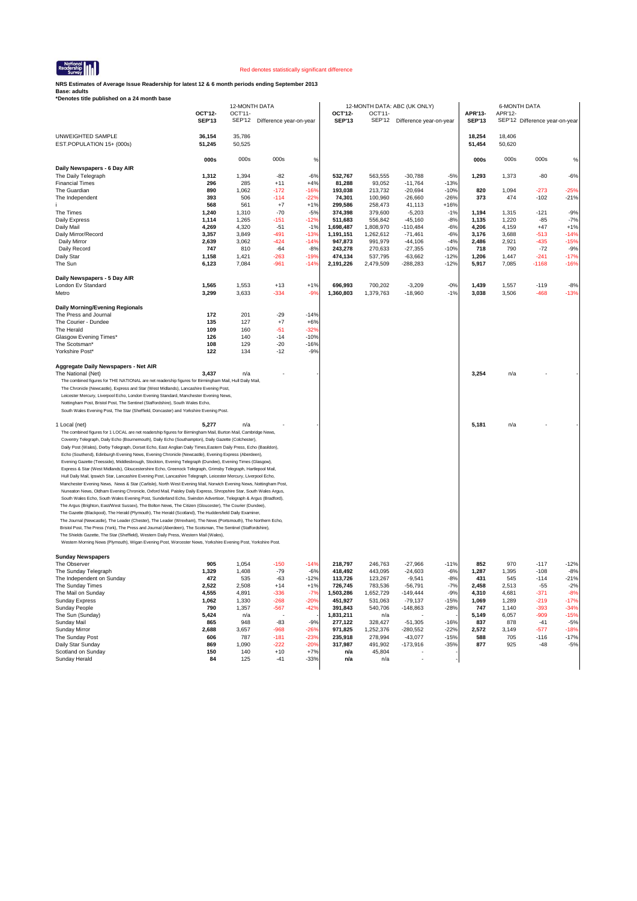Red denotes statistically significant difference

**NRS Estimates of Average Issue Readership for latest 12 & 6 month periods ending September 2013**
**Base: adults**
***Denotes title published on a 24 month base**

| | 12-MONTH DATA | | | | 12-MONTH DATA: ABC (UK ONLY) | | | | 6-MONTH DATA | | | |
|---|---|---|---|---|---|---|---|---|---|---|---|---|
| | **OCT'12-SEP'13** | OCT'11-SEP'12 | Difference year-on-year | | **OCT'12-SEP'13** | OCT'11-SEP'12 | Difference year-on-year | | **APR'13-SEP'13** | APR'12-SEP'12 | Difference year-on-year | |
| UNWEIGHTED SAMPLE | **36,154** | 35,786 | | | | | | | **18,254** | 18,406 | | |
| EST.POPULATION 15+ (000s) | **51,245** | 50,525 | | | | | | | **51,454** | 50,620 | | |
| | **000s** | 000s | 000s | % | | | | | **000s** | 000s | 000s | % |
| **Daily Newspapers - 6 Day AIR** | | | | | | | | | | | | |
| The Daily Telegraph | **1,312** | 1,394 | -82 | -6% | **532,767** | 563,555 | -30,788 | -5% | **1,293** | 1,373 | -80 | -6% |
| Financial Times | **296** | 285 | +11 | +4% | **81,288** | 93,052 | -11,764 | -13% | | | | |
| The Guardian | **890** | 1,062 | -172 | -16% | **193,038** | 213,732 | -20,694 | -10% | **820** | 1,094 | -273 | -25% |
| The Independent | **393** | 506 | -114 | -22% | **74,301** | 100,960 | -26,660 | -26% | **373** | 474 | -102 | -21% |
| i | **568** | 561 | +7 | +1% | **299,586** | 258,473 | 41,113 | +16% | | | | |
| The Times | **1,240** | 1,310 | -70 | -5% | **374,398** | 379,600 | -5,203 | -1% | **1,194** | 1,315 | -121 | -9% |
| Daily Express | **1,114** | 1,265 | -151 | -12% | **511,683** | 556,842 | -45,160 | -8% | **1,135** | 1,220 | -85 | -7% |
| Daily Mail | **4,269** | 4,320 | -51 | -1% | **1,698,487** | 1,808,970 | -110,484 | -6% | **4,206** | 4,159 | +47 | +1% |
| Daily Mirror/Record | **3,357** | 3,849 | -491 | -13% | **1,191,151** | 1,262,612 | -71,461 | -6% | **3,176** | 3,688 | -513 | -14% |
| Daily Mirror | **2,639** | 3,062 | -424 | -14% | **947,873** | 991,979 | -44,106 | -4% | **2,486** | 2,921 | -435 | -15% |
| Daily Record | **747** | 810 | -64 | -8% | **243,278** | 270,633 | -27,355 | -10% | **718** | 790 | -72 | -9% |
| Daily Star | **1,158** | 1,421 | -263 | -19% | **474,134** | 537,795 | -63,662 | -12% | **1,206** | 1,447 | -241 | -17% |
| The Sun | **6,123** | 7,084 | -961 | -14% | **2,191,226** | 2,479,509 | -288,283 | -12% | **5,917** | 7,085 | -1168 | -16% |
| **Daily Newspapers - 5 Day AIR** | | | | | | | | | | | | |
| London Ev Standard | **1,565** | 1,553 | +13 | +1% | **696,993** | 700,202 | -3,209 | -0% | **1,439** | 1,557 | -119 | -8% |
| Metro | **3,299** | 3,633 | -334 | -9% | **1,360,803** | 1,379,763 | -18,960 | -1% | **3,038** | 3,506 | -468 | -13% |
| **Daily Morning/Evening Regionals** | | | | | | | | | | | | |
| The Press and Journal | **172** | 201 | -29 | -14% | | | | | | | | |
| The Courier - Dundee | **135** | 127 | +7 | +6% | | | | | | | | |
| The Herald | **109** | 160 | -51 | -32% | | | | | | | | |
| Glasgow Evening Times* | **126** | 140 | -14 | -10% | | | | | | | | |
| The Scotsman* | **108** | 129 | -20 | -16% | | | | | | | | |
| Yorkshire Post* | **122** | 134 | -12 | -9% | | | | | | | | |
| **Aggregate Daily Newspapers - Net AIR** | | | | | | | | | | | | |
| The National (Net) | **3,437** | n/a | - | - | | | | | **3,254** | n/a | - | - |
| 1 Local (net) | **5,277** | n/a | - | - | | | | | **5,181** | n/a | - | - |
| **Sunday Newspapers** | | | | | | | | | | | | |
| The Observer | **905** | 1,054 | -150 | -14% | **218,797** | 246,763 | -27,966 | -11% | **852** | 970 | -117 | -12% |
| The Sunday Telegraph | **1,329** | 1,408 | -79 | -6% | **418,492** | 443,095 | -24,603 | -6% | **1,287** | 1,395 | -108 | -8% |
| The Independent on Sunday | **472** | 535 | -63 | -12% | **113,726** | 123,267 | -9,541 | -8% | **431** | 545 | -114 | -21% |
| The Sunday Times | **2,522** | 2,508 | +14 | +1% | **726,745** | 783,536 | -56,791 | -7% | **2,458** | 2,513 | -55 | -2% |
| The Mail on Sunday | **4,555** | 4,891 | -336 | -7% | **1,503,286** | 1,652,729 | -149,444 | -9% | **4,310** | 4,681 | -371 | -8% |
| Sunday Express | **1,062** | 1,330 | -268 | -20% | **451,927** | 531,063 | -79,137 | -15% | **1,069** | 1,289 | -219 | -17% |
| Sunday People | **790** | 1,357 | -567 | -42% | **391,843** | 540,706 | -148,863 | -28% | **747** | 1,140 | -393 | -34% |
| The Sun (Sunday) | **5,424** | n/a | - | - | **1,831,211** | n/a | - | - | **5,149** | 6,057 | -909 | -15% |
| Sunday Mail | **865** | 948 | -83 | -9% | **277,122** | 328,427 | -51,305 | -16% | **837** | 878 | -41 | -5% |
| Sunday Mirror | **2,688** | 3,657 | -968 | -26% | **971,825** | 1,252,376 | -280,552 | -22% | **2,572** | 3,149 | -577 | -18% |
| The Sunday Post | **606** | 787 | -181 | -23% | **235,918** | 278,994 | -43,077 | -15% | **588** | 705 | -116 | -17% |
| Daily Star Sunday | **869** | 1,090 | -222 | -20% | **317,987** | 491,902 | -173,916 | -35% | **877** | 925 | -48 | -5% |
| Scotland on Sunday | **150** | 140 | +10 | +7% | **n/a** | 45,804 | - | - | | | | |
| Sunday Herald | **84** | 125 | -41 | -33% | **n/a** | n/a | - | - | | | | |

The combined figures for THE NATIONAL are net readership figures for Birmingham Mail, Hull Daily Mail, The Chronicle (Newcastle), Express and Star (West Midlands), Lancashire Evening Post, Leicester Mercury, Liverpool Echo, London Evening Standard, Manchester Evening News, Nottingham Post, Bristol Post, The Sentinel (Staffordshire), South Wales Echo, South Wales Evening Post, The Star (Sheffield, Doncaster) and Yorkshire Evening Post.

The combined figures for 1 LOCAL are net readership figures for Birmingham Mail, Burton Mail, Cambridge News, Coventry Telegraph, Daily Echo (Bournemouth), Daily Echo (Southampton), Daily Gazette (Colchester), Daily Post (Wales), Derby Telegraph, Dorset Echo, East Anglian Daily Times, Eastern Daily Press, Echo (Basildon), Echo (Southend), Edinburgh Evening News, Evening Chronicle (Newcastle), Evening Express (Aberdeen), Evening Gazette (Teesside), Middlesbrough, Stockton, Evening Telegraph (Dundee), Evening Times (Glasgow), Express & Star (West Midlands), Gloucestershire Echo, Greenock Telegraph, Grimsby Telegraph, Hartlepool Mail, Hull Daily Mail, Ipswich Star, Lancashire Evening Post, Lancashire Telegraph, Leicester Mercury, Liverpool Echo, Manchester Evening News, News & Star (Carlisle), North West Evening Mail, Norwich Evening News, Nottingham Post, Nuneaton News, Oldham Evening Chronicle, Oxford Mail, Paisley Daily Express, Shropshire Star, South Wales Argus, South Wales Echo, South Wales Evening Post, Sunderland Echo, Swindon Advertiser, Telegraph & Argus (Bradford), The Argus (Brighton, East/West Sussex), The Bolton News, The Citizen (Gloucester), The Courier (Dundee), The Gazette (Blackpool), The Herald (Plymouth), The Herald (Scotland), The Huddersfield Daily Examiner, The Journal (Newcastle), The Leader (Chester), The Leader (Wrexham), The News (Portsmouth), The Northern Echo, Bristol Post, The Press (York), The Press and Journal (Aberdeen), The Scotsman, The Sentinel (Staffordshire), The Shields Gazette, The Star (Sheffield), Western Daily Press, Western Mail (Wales), Western Morning News (Plymouth), Wigan Evening Post, Worcester News, Yorkshire Evening Post, Yorkshire Post.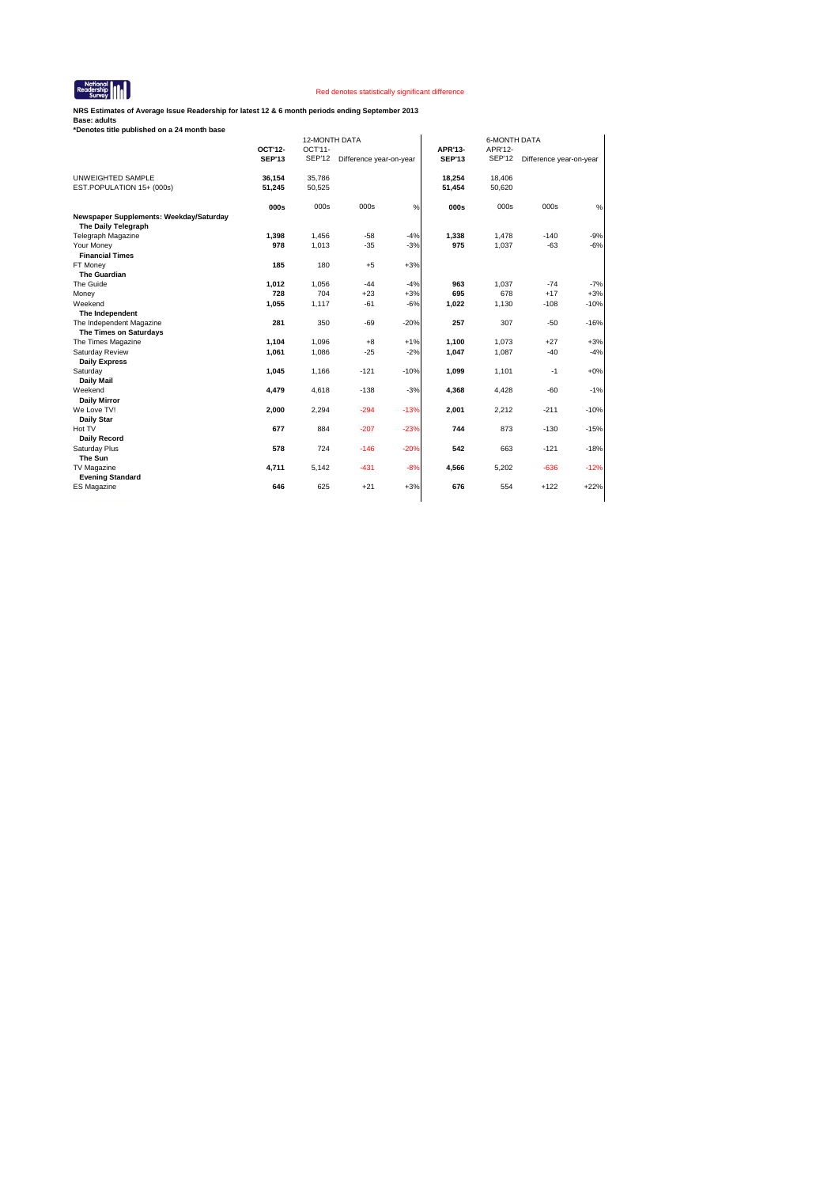National Readership Survey

Red denotes statistically significant difference

**NRS Estimates of Average Issue Readership for latest 12 & 6 month periods ending September 2013**
**Base: adults**
***Denotes title published on a 24 month base**

| | 12-MONTH DATA | | | | 6-MONTH DATA | | | |
|---|---|---|---|---|---|---|---|---|
| | **OCT'12-SEP'13** | OCT'11-SEP'12 | Difference year-on-year | | **APR'13-SEP'13** | APR'12-SEP'12 | Difference year-on-year | |
| UNWEIGHTED SAMPLE | **36,154** | 35,786 | | | **18,254** | 18,406 | | |
| EST.POPULATION 15+ (000s) | **51,245** | 50,525 | | | **51,454** | 50,620 | | |
| | **000s** | 000s | 000s | % | **000s** | 000s | 000s | % |
| **Newspaper Supplements: Weekday/Saturday** | | | | | | | | |
| **The Daily Telegraph** | | | | | | | | |
| Telegraph Magazine | **1,398** | 1,456 | -58 | -4% | **1,338** | 1,478 | -140 | -9% |
| Your Money | **978** | 1,013 | -35 | -3% | **975** | 1,037 | -63 | -6% |
| **Financial Times** | | | | | | | | |
| FT Money | **185** | 180 | +5 | +3% | | | | |
| **The Guardian** | | | | | | | | |
| The Guide | **1,012** | 1,056 | -44 | -4% | **963** | 1,037 | -74 | -7% |
| Money | **728** | 704 | +23 | +3% | **695** | 678 | +17 | +3% |
| Weekend | **1,055** | 1,117 | -61 | -6% | **1,022** | 1,130 | -108 | -10% |
| **The Independent** | | | | | | | | |
| The Independent Magazine | **281** | 350 | -69 | -20% | **257** | 307 | -50 | -16% |
| **The Times on Saturdays** | | | | | | | | |
| The Times Magazine | **1,104** | 1,096 | +8 | +1% | **1,100** | 1,073 | +27 | +3% |
| Saturday Review | **1,061** | 1,086 | -25 | -2% | **1,047** | 1,087 | -40 | -4% |
| **Daily Express** | | | | | | | | |
| Saturday | **1,045** | 1,166 | -121 | -10% | **1,099** | 1,101 | -1 | +0% |
| **Daily Mail** | | | | | | | | |
| Weekend | **4,479** | 4,618 | -138 | -3% | **4,368** | 4,428 | -60 | -1% |
| **Daily Mirror** | | | | | | | | |
| We Love TV! | **2,000** | 2,294 | -294 | -13% | **2,001** | 2,212 | -211 | -10% |
| **Daily Star** | | | | | | | | |
| Hot TV | **677** | 884 | -207 | -23% | **744** | 873 | -130 | -15% |
| **Daily Record** | | | | | | | | |
| Saturday Plus | **578** | 724 | -146 | -20% | **542** | 663 | -121 | -18% |
| **The Sun** | | | | | | | | |
| TV Magazine | **4,711** | 5,142 | -431 | -8% | **4,566** | 5,202 | -636 | -12% |
| **Evening Standard** | | | | | | | | |
| ES Magazine | **646** | 625 | +21 | +3% | **676** | 554 | +122 | +22% |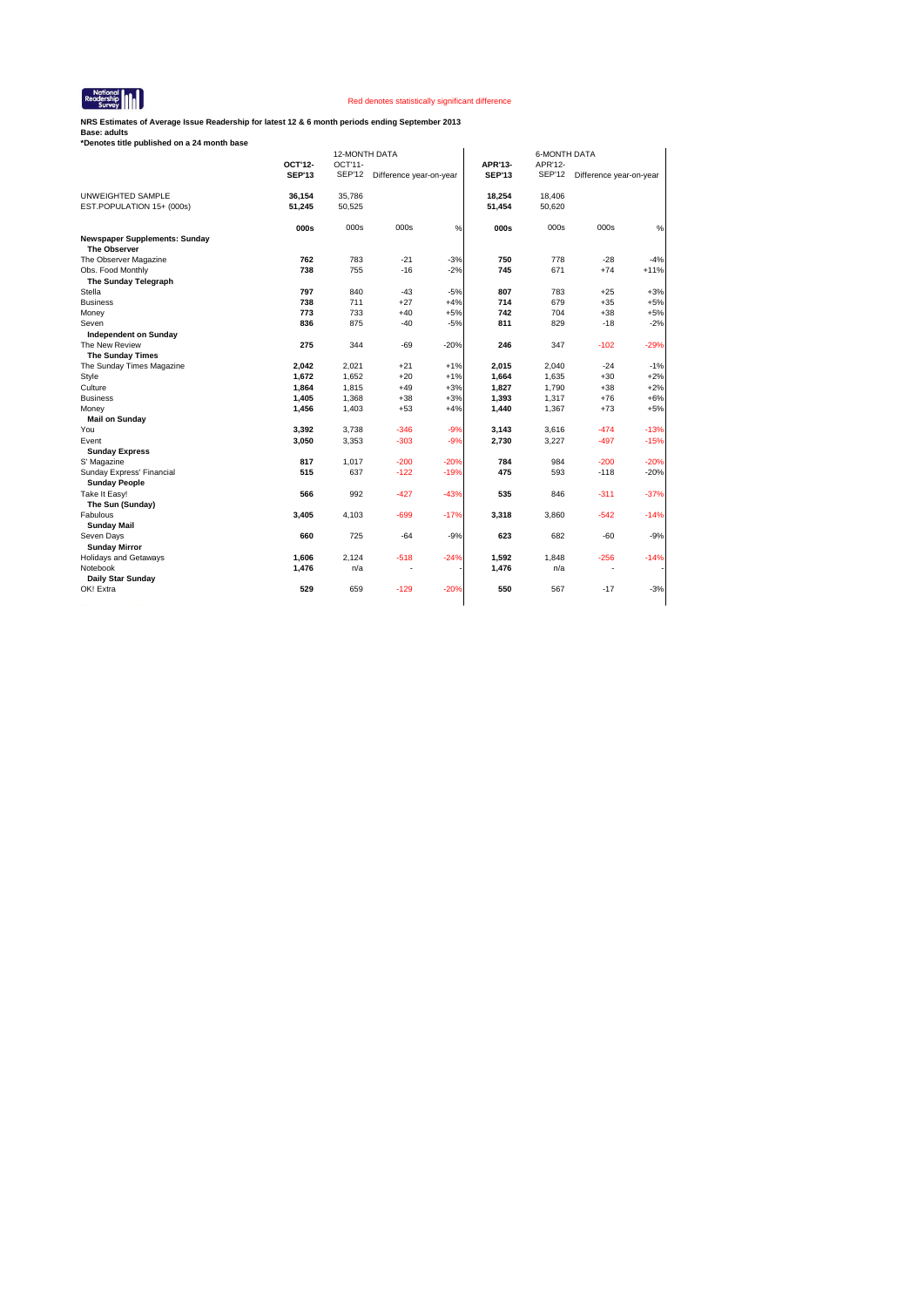National Readership Survey

Red denotes statistically significant difference

**NRS Estimates of Average Issue Readership for latest 12 & 6 month periods ending September 2013**
**Base: adults**
***Denotes title published on a 24 month base**

| | 12-MONTH DATA | | | | 6-MONTH DATA | | | |
|---|---|---|---|---|---|---|---|---|
| | **OCT'12-SEP'13** | OCT'11-SEP'12 | Difference year-on-year | | **APR'13-SEP'13** | APR'12-SEP'12 | Difference year-on-year | |
| UNWEIGHTED SAMPLE | **36,154** | 35,786 | | | **18,254** | 18,406 | | |
| EST.POPULATION 15+ (000s) | **51,245** | 50,525 | | | **51,454** | 50,620 | | |
| | **000s** | 000s | 000s | % | **000s** | 000s | 000s | % |
| **Newspaper Supplements: Sunday** | | | | | | | | |
| **The Observer** | | | | | | | | |
| The Observer Magazine | **762** | 783 | -21 | -3% | **750** | 778 | -28 | -4% |
| Obs. Food Monthly | **738** | 755 | -16 | -2% | **745** | 671 | +74 | +11% |
| **The Sunday Telegraph** | | | | | | | | |
| Stella | **797** | 840 | -43 | -5% | **807** | 783 | +25 | +3% |
| Business | **738** | 711 | +27 | +4% | **714** | 679 | +35 | +5% |
| Money | **773** | 733 | +40 | +5% | **742** | 704 | +38 | +5% |
| Seven | **836** | 875 | -40 | -5% | **811** | 829 | -18 | -2% |
| **Independent on Sunday** | | | | | | | | |
| The New Review | **275** | 344 | -69 | -20% | **246** | 347 | -102 | -29% |
| **The Sunday Times** | | | | | | | | |
| The Sunday Times Magazine | **2,042** | 2,021 | +21 | +1% | **2,015** | 2,040 | -24 | -1% |
| Style | **1,672** | 1,652 | +20 | +1% | **1,664** | 1,635 | +30 | +2% |
| Culture | **1,864** | 1,815 | +49 | +3% | **1,827** | 1,790 | +38 | +2% |
| Business | **1,405** | 1,368 | +38 | +3% | **1,393** | 1,317 | +76 | +6% |
| Money | **1,456** | 1,403 | +53 | +4% | **1,440** | 1,367 | +73 | +5% |
| **Mail on Sunday** | | | | | | | | |
| You | **3,392** | 3,738 | -346 | -9% | **3,143** | 3,616 | -474 | -13% |
| Event | **3,050** | 3,353 | -303 | -9% | **2,730** | 3,227 | -497 | -15% |
| **Sunday Express** | | | | | | | | |
| S' Magazine | **817** | 1,017 | -200 | -20% | **784** | 984 | -200 | -20% |
| Sunday Express' Financial | **515** | 637 | -122 | -19% | **475** | 593 | -118 | -20% |
| **Sunday People** | | | | | | | | |
| Take It Easy! | **566** | 992 | -427 | -43% | **535** | 846 | -311 | -37% |
| **The Sun (Sunday)** | | | | | | | | |
| Fabulous | **3,405** | 4,103 | -699 | -17% | **3,318** | 3,860 | -542 | -14% |
| **Sunday Mail** | | | | | | | | |
| Seven Days | **660** | 725 | -64 | -9% | **623** | 682 | -60 | -9% |
| **Sunday Mirror** | | | | | | | | |
| Holidays and Getaways | **1,606** | 2,124 | -518 | -24% | **1,592** | 1,848 | -256 | -14% |
| Notebook | **1,476** | n/a | - | - | **1,476** | n/a | - | - |
| **Daily Star Sunday** | | | | | | | | |
| OK! Extra | **529** | 659 | -129 | -20% | **550** | 567 | -17 | -3% |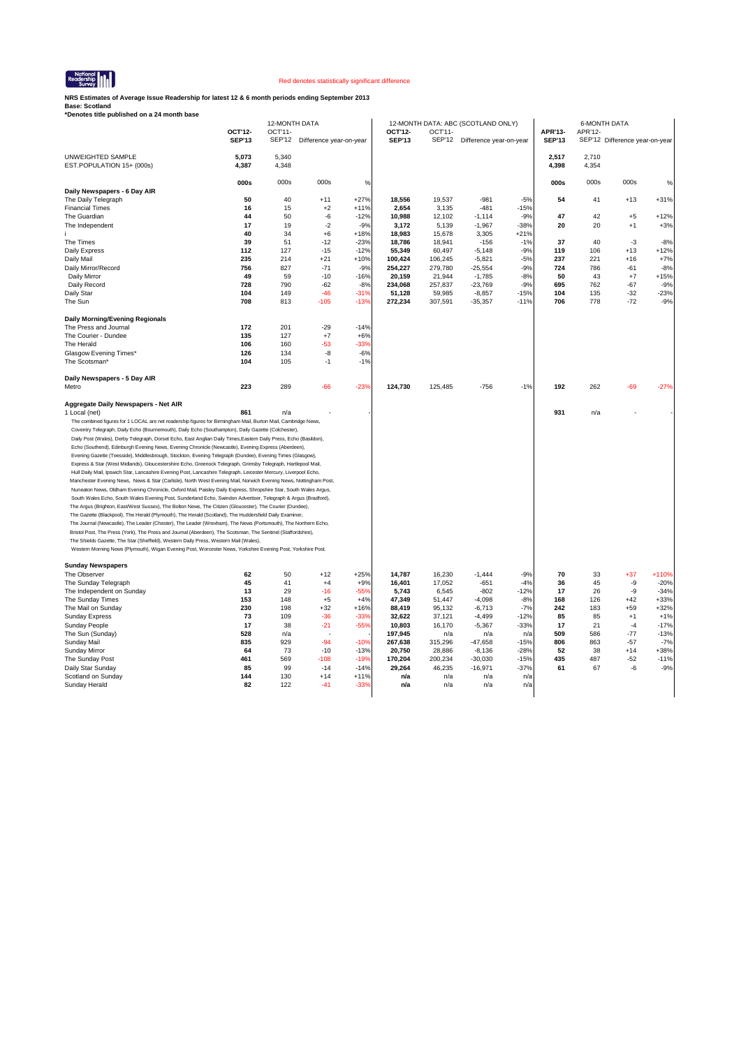National Readership Survey

Red denotes statistically significant difference

**NRS Estimates of Average Issue Readership for latest 12 & 6 month periods ending September 2013**
**Base: Scotland**
***Denotes title published on a 24 month base**

| | 12-MONTH DATA | | | | 12-MONTH DATA: ABC (SCOTLAND ONLY) | | | | 6-MONTH DATA | | | |
|---|---|---|---|---|---|---|---|---|---|---|---|---|
| | **OCT'12-SEP'13** | OCT'11-SEP'12 | Difference year-on-year | | **OCT'12-SEP'13** | OCT'11-SEP'12 | Difference year-on-year | | **APR'13-SEP'13** | APR'12-SEP'12 | Difference year-on-year | |
| UNWEIGHTED SAMPLE | **5,073** | 5,340 | | | | | | | **2,517** | 2,710 | | |
| EST.POPULATION 15+ (000s) | **4,387** | 4,348 | | | | | | | **4,398** | 4,354 | | |
| | **000s** | 000s | 000s | % | | | | | **000s** | 000s | 000s | % |
| **Daily Newspapers - 6 Day AIR** | | | | | | | | | | | | |
| The Daily Telegraph | **50** | 40 | +11 | +27% | **18,556** | 19,537 | -981 | -5% | **54** | 41 | +13 | +31% |
| Financial Times | **16** | 15 | +2 | +11% | **2,654** | 3,135 | -481 | -15% | | | | |
| The Guardian | **44** | 50 | -6 | -12% | **10,988** | 12,102 | -1,114 | -9% | **47** | 42 | +5 | +12% |
| The Independent | **17** | 19 | -2 | -9% | **3,172** | 5,139 | -1,967 | -38% | **20** | 20 | +1 | +3% |
| i | **40** | 34 | +6 | +18% | **18,983** | 15,678 | 3,305 | +21% | | | | |
| The Times | **39** | 51 | -12 | -23% | **18,786** | 18,941 | -156 | -1% | **37** | 40 | -3 | -8% |
| Daily Express | **112** | 127 | -15 | -12% | **55,349** | 60,497 | -5,148 | -9% | **119** | 106 | +13 | +12% |
| Daily Mail | **235** | 214 | +21 | +10% | **100,424** | 106,245 | -5,821 | -5% | **237** | 221 | +16 | +7% |
| Daily Mirror/Record | **756** | 827 | -71 | -9% | **254,227** | 279,780 | -25,554 | -9% | **724** | 786 | -61 | -8% |
| Daily Mirror | **49** | 59 | -10 | -16% | **20,159** | 21,944 | -1,785 | -8% | **50** | 43 | +7 | +15% |
| Daily Record | **728** | 790 | -62 | -8% | **234,068** | 257,837 | -23,769 | -9% | **695** | 762 | -67 | -9% |
| Daily Star | **104** | 149 | -46 | -31% | **51,128** | 59,985 | -8,857 | -15% | **104** | 135 | -32 | -23% |
| The Sun | **708** | 813 | -105 | -13% | **272,234** | 307,591 | -35,357 | -11% | **706** | 778 | -72 | -9% |
| **Daily Morning/Evening Regionals** | | | | | | | | | | | | |
| The Press and Journal | **172** | 201 | -29 | -14% | | | | | | | | |
| The Courier - Dundee | **135** | 127 | +7 | +6% | | | | | | | | |
| The Herald | **106** | 160 | -53 | -33% | | | | | | | | |
| Glasgow Evening Times* | **126** | 134 | -8 | -6% | | | | | | | | |
| The Scotsman* | **104** | 105 | -1 | -1% | | | | | | | | |
| **Daily Newspapers - 5 Day AIR** | | | | | | | | | | | | |
| Metro | **223** | 289 | -66 | -23% | **124,730** | 125,485 | -756 | -1% | **192** | 262 | -69 | -27% |
| **Aggregate Daily Newspapers - Net AIR** | | | | | | | | | | | | |
| 1 Local (net) | **861** | n/a | - | - | | | | | **931** | n/a | - | - |
| **Sunday Newspapers** | | | | | | | | | | | | |
| The Observer | **62** | 50 | +12 | +25% | **14,787** | 16,230 | -1,444 | -9% | **70** | 33 | +37 | +110% |
| The Sunday Telegraph | **45** | 41 | +4 | +9% | **16,401** | 17,052 | -651 | -4% | **36** | 45 | -9 | -20% |
| The Independent on Sunday | **13** | 29 | -16 | -55% | **5,743** | 6,545 | -802 | -12% | **17** | 26 | -9 | -34% |
| The Sunday Times | **153** | 148 | +5 | +4% | **47,349** | 51,447 | -4,098 | -8% | **168** | 126 | +42 | +33% |
| The Mail on Sunday | **230** | 198 | +32 | +16% | **88,419** | 95,132 | -6,713 | -7% | **242** | 183 | +59 | +32% |
| Sunday Express | **73** | 109 | -36 | -33% | **32,622** | 37,121 | -4,499 | -12% | **85** | 85 | +1 | +1% |
| Sunday People | **17** | 38 | -21 | -55% | **10,803** | 16,170 | -5,367 | -33% | **17** | 21 | -4 | -17% |
| The Sun (Sunday) | **528** | n/a | - | - | **197,945** | n/a | n/a | n/a | **509** | 586 | -77 | -13% |
| Sunday Mail | **835** | 929 | -94 | -10% | **267,638** | 315,296 | -47,658 | -15% | **806** | 863 | -57 | -7% |
| Sunday Mirror | **64** | 73 | -10 | -13% | **20,750** | 28,886 | -8,136 | -28% | **52** | 38 | +14 | +38% |
| The Sunday Post | **461** | 569 | -108 | -19% | **170,204** | 200,234 | -30,030 | -15% | **435** | 487 | -52 | -11% |
| Daily Star Sunday | **85** | 99 | -14 | -14% | **29,264** | 46,235 | -16,971 | -37% | **61** | 67 | -6 | -9% |
| Scotland on Sunday | **144** | 130 | +14 | +11% | **n/a** | n/a | n/a | n/a | | | | |
| Sunday Herald | **82** | 122 | -41 | -33% | **n/a** | n/a | n/a | n/a | | | | |

The combined figures for 1 LOCAL are net readership figures for Birmingham Mail, Burton Mail, Cambridge News, Coventry Telegraph, Daily Echo (Bournemouth), Daily Echo (Southampton), Daily Gazette (Colchester), Daily Post (Wales), Derby Telegraph, Dorset Echo, East Anglian Daily Times,Eastern Daily Press, Echo (Basildon), Echo (Southend), Edinburgh Evening News, Evening Chronicle (Newcastle), Evening Express (Aberdeen), Evening Gazette (Teesside), Middlesbrough, Stockton, Evening Telegraph (Dundee), Evening Times (Glasgow), Express & Star (West Midlands), Gloucestershire Echo, Greenock Telegraph, Grimsby Telegraph, Hartlepool Mail, Hull Daily Mail, Ipswich Star, Lancashire Evening Post, Lancashire Telegraph, Leicester Mercury, Liverpool Echo, Manchester Evening News, News & Star (Carlisle), North West Evening Mail, Norwich Evening News, Nottingham Post, Nuneaton News, Oldham Evening Chronicle, Oxford Mail, Paisley Daily Express, Shropshire Star, South Wales Argus, South Wales Echo, South Wales Evening Post, Sunderland Echo, Swindon Advertiser, Telegraph & Argus (Bradford), The Argus (Brighton, East/West Sussex), The Bolton News, The Citizen (Gloucester), The Courier (Dundee), The Gazette (Blackpool), The Herald (Plymouth), The Herald (Scotland), The Huddersfield Daily Examiner, The Journal (Newcastle), The Leader (Chester), The Leader (Wrexham), The News (Portsmouth), The Northern Echo, Bristol Post, The Press (York), The Press and Journal (Aberdeen), The Scotsman, The Sentinel (Staffordshire), The Shields Gazette, The Star (Sheffield), Western Daily Press, Western Mail (Wales), Western Morning News (Plymouth), Wigan Evening Post, Worcester News, Yorkshire Evening Post, Yorkshire Post.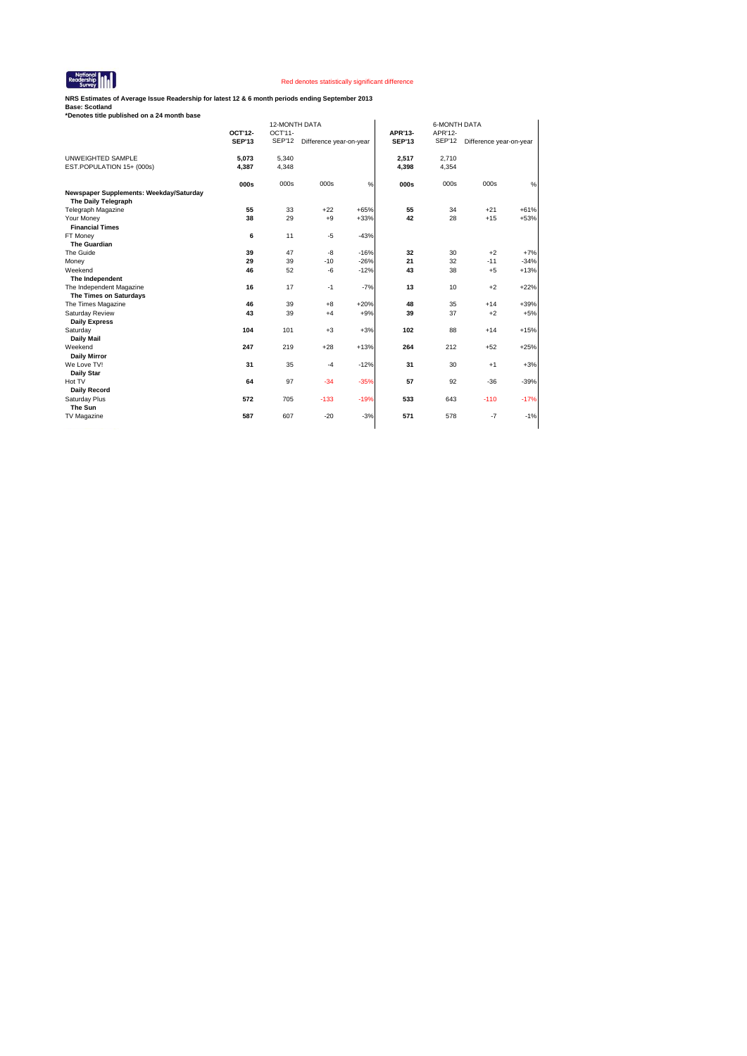National Readership Survey

Red denotes statistically significant difference

**NRS Estimates of Average Issue Readership for latest 12 & 6 month periods ending September 2013**
**Base: Scotland**
***Denotes title published on a 24 month base**

| | 12-MONTH DATA | | | | 6-MONTH DATA | | | |
|---|---|---|---|---|---|---|---|---|
| | **OCT'12-SEP'13** | OCT'11-SEP'12 | Difference year-on-year | | **APR'13-SEP'13** | APR'12-SEP'12 | Difference year-on-year | |
| UNWEIGHTED SAMPLE | **5,073** | 5,340 | | | **2,517** | 2,710 | | |
| EST.POPULATION 15+ (000s) | **4,387** | 4,348 | | | **4,398** | 4,354 | | |
| | **000s** | 000s | 000s | % | **000s** | 000s | 000s | % |
| **Newspaper Supplements: Weekday/Saturday** | | | | | | | | |
| **The Daily Telegraph** | | | | | | | | |
| Telegraph Magazine | **55** | 33 | +22 | +65% | **55** | 34 | +21 | +61% |
| Your Money | **38** | 29 | +9 | +33% | **42** | 28 | +15 | +53% |
| **Financial Times** | | | | | | | | |
| FT Money | **6** | 11 | -5 | -43% | | | | |
| **The Guardian** | | | | | | | | |
| The Guide | **39** | 47 | -8 | -16% | **32** | 30 | +2 | +7% |
| Money | **29** | 39 | -10 | -26% | **21** | 32 | -11 | -34% |
| Weekend | **46** | 52 | -6 | -12% | **43** | 38 | +5 | +13% |
| **The Independent** | | | | | | | | |
| The Independent Magazine | **16** | 17 | -1 | -7% | **13** | 10 | +2 | +22% |
| **The Times on Saturdays** | | | | | | | | |
| The Times Magazine | **46** | 39 | +8 | +20% | **48** | 35 | +14 | +39% |
| Saturday Review | **43** | 39 | +4 | +9% | **39** | 37 | +2 | +5% |
| **Daily Express** | | | | | | | | |
| Saturday | **104** | 101 | +3 | +3% | **102** | 88 | +14 | +15% |
| **Daily Mail** | | | | | | | | |
| Weekend | **247** | 219 | +28 | +13% | **264** | 212 | +52 | +25% |
| **Daily Mirror** | | | | | | | | |
| We Love TV! | **31** | 35 | -4 | -12% | **31** | 30 | +1 | +3% |
| **Daily Star** | | | | | | | | |
| Hot TV | **64** | 97 | -34 | -35% | **57** | 92 | -36 | -39% |
| **Daily Record** | | | | | | | | |
| Saturday Plus | **572** | 705 | -133 | -19% | **533** | 643 | -110 | -17% |
| **The Sun** | | | | | | | | |
| TV Magazine | **587** | 607 | -20 | -3% | **571** | 578 | -7 | -1% |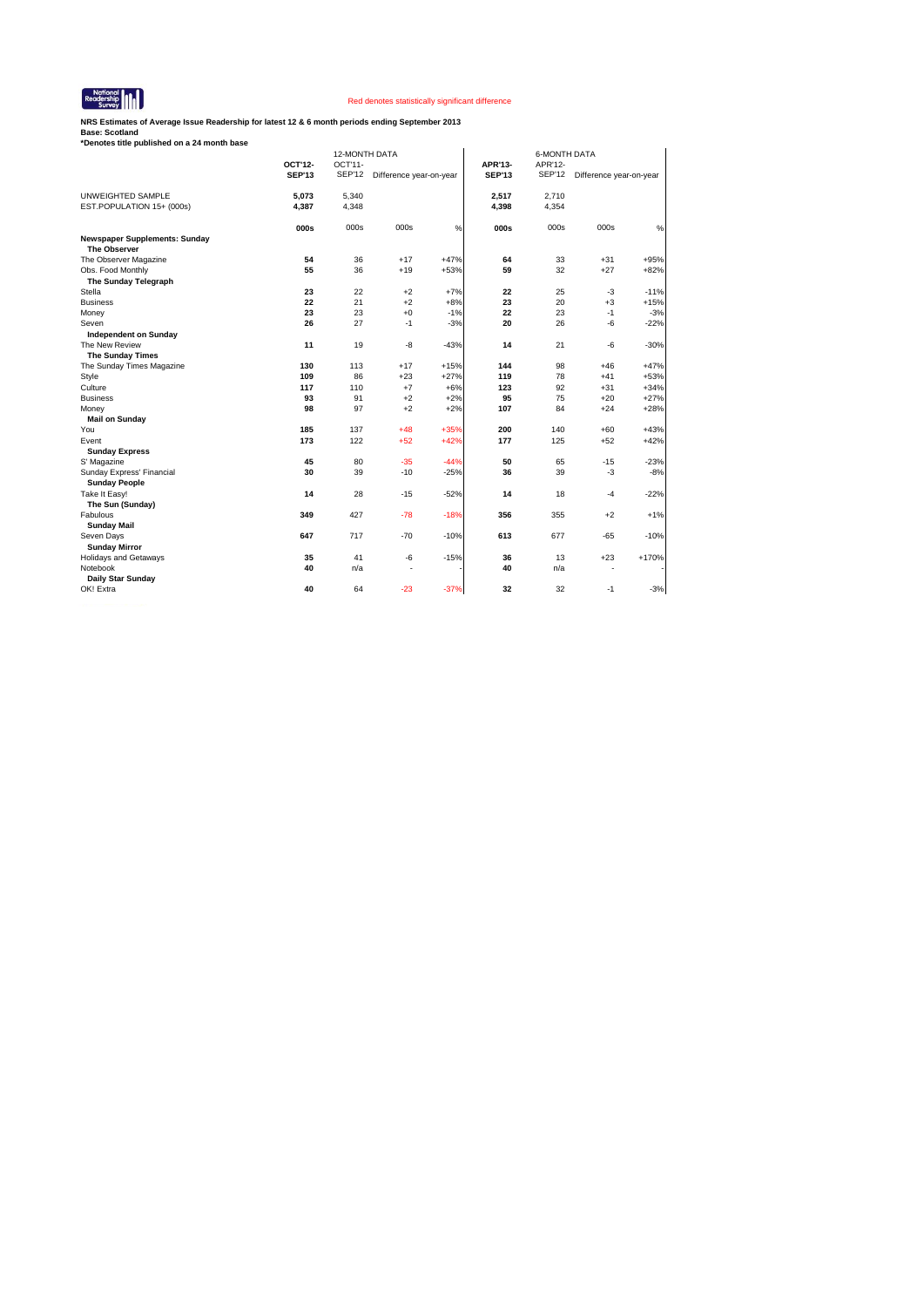National Readership Survey

Red denotes statistically significant difference

**NRS Estimates of Average Issue Readership for latest 12 & 6 month periods ending September 2013**
**Base: Scotland**
***Denotes title published on a 24 month base**

| | 12-MONTH DATA | | | | 6-MONTH DATA | | | |
|---|---|---|---|---|---|---|---|---|
| | **OCT'12-SEP'13** | OCT'11-SEP'12 | Difference year-on-year | | **APR'13-SEP'13** | APR'12-SEP'12 | Difference year-on-year | |
| UNWEIGHTED SAMPLE | **5,073** | 5,340 | | | **2,517** | 2,710 | | |
| EST.POPULATION 15+ (000s) | **4,387** | 4,348 | | | **4,398** | 4,354 | | |
| | **000s** | 000s | 000s | % | **000s** | 000s | 000s | % |
| **Newspaper Supplements: Sunday** | | | | | | | | |
| **The Observer** | | | | | | | | |
| The Observer Magazine | **54** | 36 | +17 | +47% | **64** | 33 | +31 | +95% |
| Obs. Food Monthly | **55** | 36 | +19 | +53% | **59** | 32 | +27 | +82% |
| **The Sunday Telegraph** | | | | | | | | |
| Stella | **23** | 22 | +2 | +7% | **22** | 25 | -3 | -11% |
| Business | **22** | 21 | +2 | +8% | **23** | 20 | +3 | +15% |
| Money | **23** | 23 | +0 | -1% | **22** | 23 | -1 | -3% |
| Seven | **26** | 27 | -1 | -3% | **20** | 26 | -6 | -22% |
| **Independent on Sunday** | | | | | | | | |
| The New Review | **11** | 19 | -8 | -43% | **14** | 21 | -6 | -30% |
| **The Sunday Times** | | | | | | | | |
| The Sunday Times Magazine | **130** | 113 | +17 | +15% | **144** | 98 | +46 | +47% |
| Style | **109** | 86 | +23 | +27% | **119** | 78 | +41 | +53% |
| Culture | **117** | 110 | +7 | +6% | **123** | 92 | +31 | +34% |
| Business | **93** | 91 | +2 | +2% | **95** | 75 | +20 | +27% |
| Money | **98** | 97 | +2 | +2% | **107** | 84 | +24 | +28% |
| **Mail on Sunday** | | | | | | | | |
| You | **185** | 137 | +48 | +35% | **200** | 140 | +60 | +43% |
| Event | **173** | 122 | +52 | +42% | **177** | 125 | +52 | +42% |
| **Sunday Express** | | | | | | | | |
| S' Magazine | **45** | 80 | -35 | -44% | **50** | 65 | -15 | -23% |
| Sunday Express' Financial | **30** | 39 | -10 | -25% | **36** | 39 | -3 | -8% |
| **Sunday People** | | | | | | | | |
| Take It Easy! | **14** | 28 | -15 | -52% | **14** | 18 | -4 | -22% |
| **The Sun (Sunday)** | | | | | | | | |
| Fabulous | **349** | 427 | -78 | -18% | **356** | 355 | +2 | +1% |
| **Sunday Mail** | | | | | | | | |
| Seven Days | **647** | 717 | -70 | -10% | **613** | 677 | -65 | -10% |
| **Sunday Mirror** | | | | | | | | |
| Holidays and Getaways | **35** | 41 | -6 | -15% | **36** | 13 | +23 | +170% |
| Notebook | **40** | n/a | - | - | **40** | n/a | - | - |
| **Daily Star Sunday** | | | | | | | | |
| OK! Extra | **40** | 64 | -23 | -37% | **32** | 32 | -1 | -3% |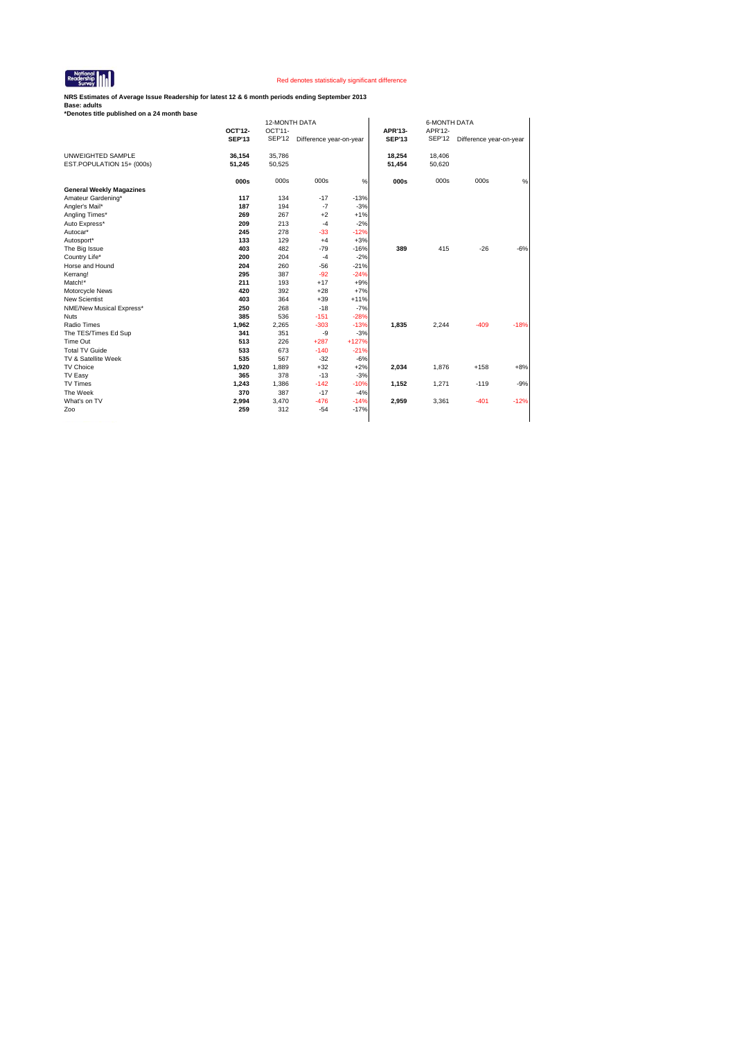National Readership Survey

Red denotes statistically significant difference

**NRS Estimates of Average Issue Readership for latest 12 & 6 month periods ending September 2013**
**Base: adults**
***Denotes title published on a 24 month base**

| | 12-MONTH DATA | | | | 6-MONTH DATA | | | |
|---|---|---|---|---|---|---|---|---|
| | **OCT'12-SEP'13** | OCT'11-SEP'12 | Difference year-on-year | | **APR'13-SEP'13** | APR'12-SEP'12 | Difference year-on-year | |
| UNWEIGHTED SAMPLE | **36,154** | 35,786 | | | **18,254** | 18,406 | | |
| EST.POPULATION 15+ (000s) | **51,245** | 50,525 | | | **51,454** | 50,620 | | |
| | **000s** | 000s | 000s | % | **000s** | 000s | 000s | % |
| **General Weekly Magazines** | | | | | | | | |
| Amateur Gardening* | **117** | 134 | -17 | -13% | | | | |
| Angler's Mail* | **187** | 194 | -7 | -3% | | | | |
| Angling Times* | **269** | 267 | +2 | +1% | | | | |
| Auto Express* | **209** | 213 | -4 | -2% | | | | |
| Autocar* | **245** | 278 | -33 | -12% | | | | |
| Autosport* | **133** | 129 | +4 | +3% | | | | |
| The Big Issue | **403** | 482 | -79 | -16% | **389** | 415 | -26 | -6% |
| Country Life* | **200** | 204 | -4 | -2% | | | | |
| Horse and Hound | **204** | 260 | -56 | -21% | | | | |
| Kerrang! | **295** | 387 | -92 | -24% | | | | |
| Match!* | **211** | 193 | +17 | +9% | | | | |
| Motorcycle News | **420** | 392 | +28 | +7% | | | | |
| New Scientist | **403** | 364 | +39 | +11% | | | | |
| NME/New Musical Express* | **250** | 268 | -18 | -7% | | | | |
| Nuts | **385** | 536 | -151 | -28% | | | | |
| Radio Times | **1,962** | 2,265 | -303 | -13% | **1,835** | 2,244 | -409 | -18% |
| The TES/Times Ed Sup | **341** | 351 | -9 | -3% | | | | |
| Time Out | **513** | 226 | +287 | +127% | | | | |
| Total TV Guide | **533** | 673 | -140 | -21% | | | | |
| TV & Satellite Week | **535** | 567 | -32 | -6% | | | | |
| TV Choice | **1,920** | 1,889 | +32 | +2% | **2,034** | 1,876 | +158 | +8% |
| TV Easy | **365** | 378 | -13 | -3% | | | | |
| TV Times | **1,243** | 1,386 | -142 | -10% | **1,152** | 1,271 | -119 | -9% |
| The Week | **370** | 387 | -17 | -4% | | | | |
| What's on TV | **2,994** | 3,470 | -476 | -14% | **2,959** | 3,361 | -401 | -12% |
| Zoo | **259** | 312 | -54 | -17% | | | | |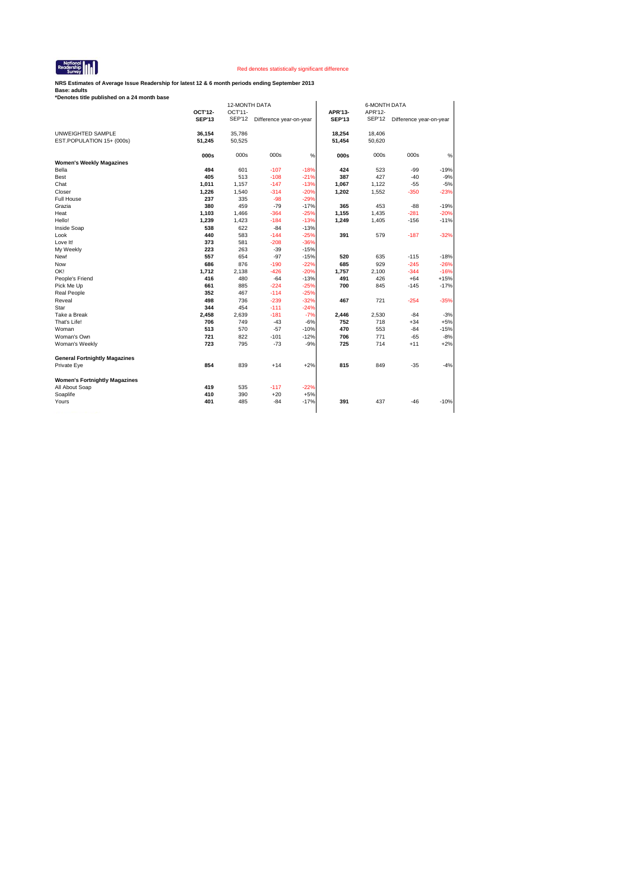National Readership Survey

Red denotes statistically significant difference

**NRS Estimates of Average Issue Readership for latest 12 & 6 month periods ending September 2013**
**Base: adults**
***Denotes title published on a 24 month base**

| | 12-MONTH DATA | | | | 6-MONTH DATA | | | |
|---|---|---|---|---|---|---|---|---|
| | **OCT'12-SEP'13** | OCT'11-SEP'12 | Difference year-on-year | | **APR'13-SEP'13** | APR'12-SEP'12 | Difference year-on-year | |
| UNWEIGHTED SAMPLE | **36,154** | 35,786 | | | **18,254** | 18,406 | | |
| EST.POPULATION 15+ (000s) | **51,245** | 50,525 | | | **51,454** | 50,620 | | |
| | **000s** | 000s | 000s | % | **000s** | 000s | 000s | % |
| **Women's Weekly Magazines** | | | | | | | | |
| Bella | **494** | 601 | -107 | -18% | **424** | 523 | -99 | -19% |
| Best | **405** | 513 | -108 | -21% | **387** | 427 | -40 | -9% |
| Chat | **1,011** | 1,157 | -147 | -13% | **1,067** | 1,122 | -55 | -5% |
| Closer | **1,226** | 1,540 | -314 | -20% | **1,202** | 1,552 | -350 | -23% |
| Full House | **237** | 335 | -98 | -29% | | | | |
| Grazia | **380** | 459 | -79 | -17% | **365** | 453 | -88 | -19% |
| Heat | **1,103** | 1,466 | -364 | -25% | **1,155** | 1,435 | -281 | -20% |
| Hello! | **1,239** | 1,423 | -184 | -13% | **1,249** | 1,405 | -156 | -11% |
| Inside Soap | **538** | 622 | -84 | -13% | | | | |
| Look | **440** | 583 | -144 | -25% | **391** | 579 | -187 | -32% |
| Love It! | **373** | 581 | -208 | -36% | | | | |
| My Weekly | **223** | 263 | -39 | -15% | | | | |
| New! | **557** | 654 | -97 | -15% | **520** | 635 | -115 | -18% |
| Now | **686** | 876 | -190 | -22% | **685** | 929 | -245 | -26% |
| OK! | **1,712** | 2,138 | -426 | -20% | **1,757** | 2,100 | -344 | -16% |
| People's Friend | **416** | 480 | -64 | -13% | **491** | 426 | +64 | +15% |
| Pick Me Up | **661** | 885 | -224 | -25% | **700** | 845 | -145 | -17% |
| Real People | **352** | 467 | -114 | -25% | | | | |
| Reveal | **498** | 736 | -239 | -32% | **467** | 721 | -254 | -35% |
| Star | **344** | 454 | -111 | -24% | | | | |
| Take a Break | **2,458** | 2,639 | -181 | -7% | **2,446** | 2,530 | -84 | -3% |
| That's Life! | **706** | 749 | -43 | -6% | **752** | 718 | +34 | +5% |
| Woman | **513** | 570 | -57 | -10% | **470** | 553 | -84 | -15% |
| Woman's Own | **721** | 822 | -101 | -12% | **706** | 771 | -65 | -8% |
| Woman's Weekly | **723** | 795 | -73 | -9% | **725** | 714 | +11 | +2% |
| **General Fortnightly Magazines** | | | | | | | | |
| Private Eye | **854** | 839 | +14 | +2% | **815** | 849 | -35 | -4% |
| **Women's Fortnightly Magazines** | | | | | | | | |
| All About Soap | **419** | 535 | -117 | -22% | | | | |
| Soaplife | **410** | 390 | +20 | +5% | | | | |
| Yours | **401** | 485 | -84 | -17% | **391** | 437 | -46 | -10% |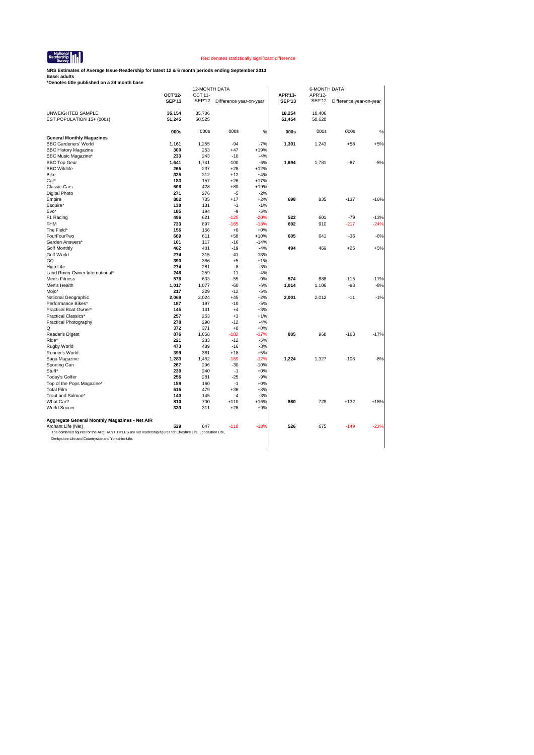National Readership Survey

Red denotes statistically significant difference

**NRS Estimates of Average Issue Readership for latest 12 & 6 month periods ending September 2013**
**Base: adults**
***Denotes title published on a 24 month base**

| | 12-MONTH DATA | | | | 6-MONTH DATA | | | |
|---|---|---|---|---|---|---|---|---|
| | **OCT'12-SEP'13** | OCT'11-SEP'12 | Difference year-on-year | | **APR'13-SEP'13** | APR'12-SEP'12 | Difference year-on-year | |
| UNWEIGHTED SAMPLE | **36,154** | 35,786 | | | **18,254** | 18,406 | | |
| EST.POPULATION 15+ (000s) | **51,245** | 50,525 | | | **51,454** | 50,620 | | |
| | **000s** | 000s | 000s | % | **000s** | 000s | 000s | % |
| **General Monthly Magazines** | | | | | | | | |
| BBC Gardeners' World | **1,161** | 1,255 | -94 | -7% | **1,301** | 1,243 | +58 | +5% |
| BBC History Magazine | **300** | 253 | +47 | +19% | | | | |
| BBC Music Magazine* | **233** | 243 | -10 | -4% | | | | |
| BBC Top Gear | **1,641** | 1,741 | -100 | -6% | **1,694** | 1,781 | -87 | -5% |
| BBC Wildlife | **265** | 237 | +28 | +12% | | | | |
| Bike | **325** | 312 | +12 | +4% | | | | |
| Car* | **183** | 157 | +26 | +17% | | | | |
| Classic Cars | **508** | 428 | +80 | +19% | | | | |
| Digital Photo | **271** | 276 | -5 | -2% | | | | |
| Empire | **802** | 785 | +17 | +2% | **698** | 835 | -137 | -16% |
| Esquire* | **130** | 131 | -1 | -1% | | | | |
| Evo* | **185** | 194 | -9 | -5% | | | | |
| F1 Racing | **496** | 621 | -125 | -20% | **522** | 601 | -79 | -13% |
| FHM | **733** | 897 | -165 | -18% | **692** | 910 | -217 | -24% |
| The Field* | **156** | 156 | +0 | +0% | | | | |
| FourFourTwo | **669** | 611 | +58 | +10% | **605** | 641 | -36 | -6% |
| Garden Answers* | **101** | 117 | -16 | -14% | | | | |
| Golf Monthly | **462** | 481 | -19 | -4% | **494** | 469 | +25 | +5% |
| Golf World | **274** | 315 | -41 | -13% | | | | |
| GQ | **390** | 386 | +5 | +1% | | | | |
| High Life | **274** | 281 | -8 | -3% | | | | |
| Land Rover Owner International* | **248** | 259 | -11 | -4% | | | | |
| Men's Fitness | **578** | 633 | -55 | -9% | **574** | 688 | -115 | -17% |
| Men's Health | **1,017** | 1,077 | -60 | -6% | **1,014** | 1,106 | -93 | -8% |
| Mojo* | **217** | 229 | -12 | -5% | | | | |
| National Geographic | **2,069** | 2,024 | +45 | +2% | **2,001** | 2,012 | -11 | -1% |
| Performance Bikes* | **187** | 197 | -10 | -5% | | | | |
| Practical Boat Owner* | **145** | 141 | +4 | +3% | | | | |
| Practical Classics* | **257** | 253 | +3 | +1% | | | | |
| Practical Photography | **278** | 290 | -12 | -4% | | | | |
| Q | **372** | 371 | +0 | +0% | | | | |
| Reader's Digest | **876** | 1,058 | -182 | -17% | **805** | 968 | -163 | -17% |
| Ride* | **221** | 233 | -12 | -5% | | | | |
| Rugby World | **473** | 489 | -16 | -3% | | | | |
| Runner's World | **399** | 381 | +18 | +5% | | | | |
| Saga Magazine | **1,283** | 1,452 | -169 | -12% | **1,224** | 1,327 | -103 | -8% |
| Sporting Gun | **267** | 296 | -30 | -10% | | | | |
| Stuff* | **239** | 240 | -1 | +0% | | | | |
| Today's Golfer | **256** | 281 | -25 | -9% | | | | |
| Top of the Pops Magazine* | **159** | 160 | -1 | +0% | | | | |
| Total Film | **515** | 479 | +36 | +8% | | | | |
| Trout and Salmon* | **140** | 145 | -4 | -3% | | | | |
| What Car? | **810** | 700 | +110 | +16% | **860** | 728 | +132 | +18% |
| World Soccer | **339** | 311 | +28 | +9% | | | | |
| **Aggregate General Monthly Magazines - Net AIR** | | | | | | | | |
| Archant Life (Net) | **529** | 647 | -118 | -18% | **526** | 675 | -149 | -22% |

The combined figures for the ARCHANT TITLES are net readership figures for Cheshire Life, Lancashire Life, Derbyshire Life and Countryside and Yorkshire Life.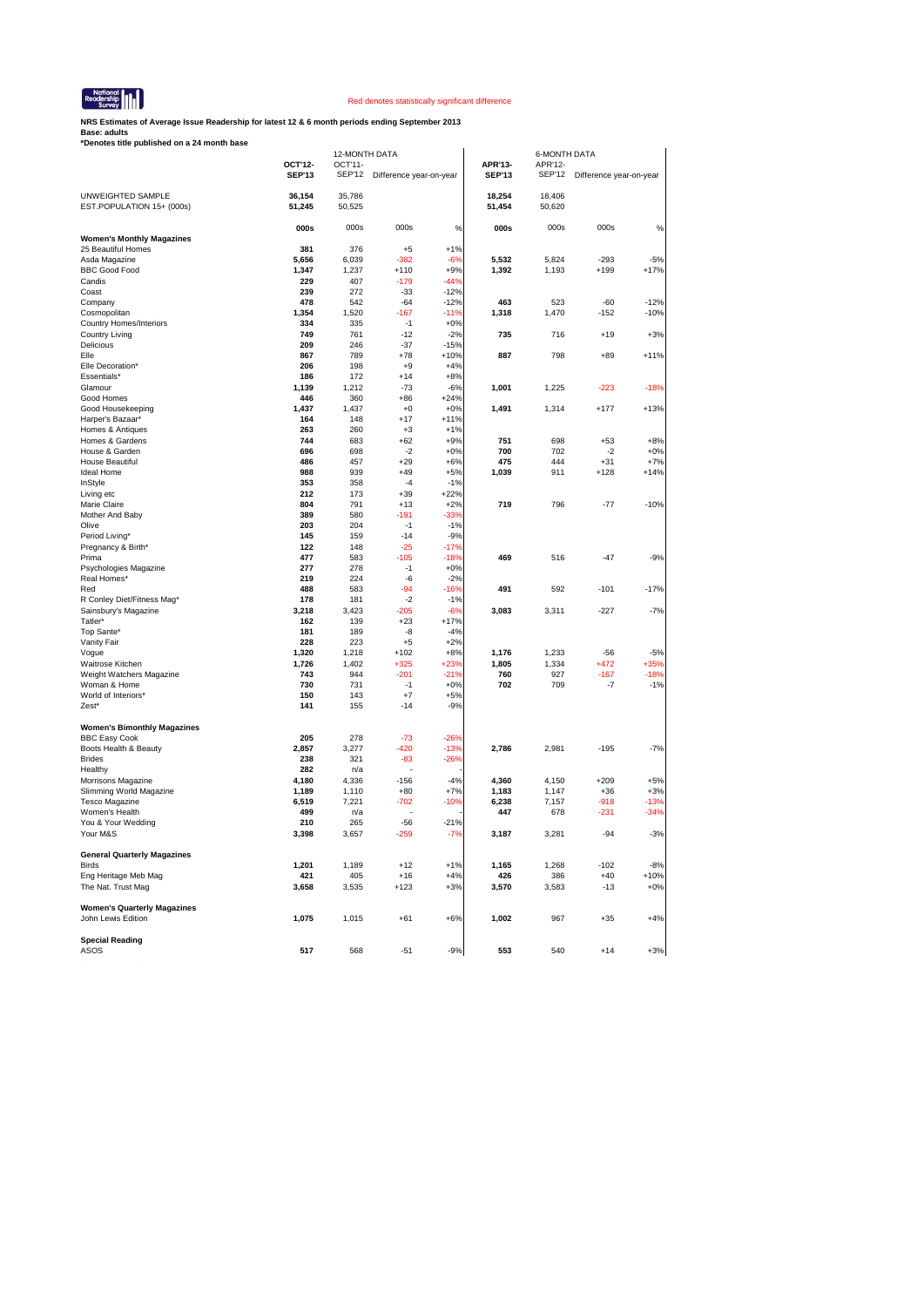National Readership Survey

Red denotes statistically significant difference

**NRS Estimates of Average Issue Readership for latest 12 & 6 month periods ending September 2013**
**Base: adults**
***Denotes title published on a 24 month base**

| | 12-MONTH DATA | | | | 6-MONTH DATA | | | |
|---|---|---|---|---|---|---|---|---|
| | **OCT'12-SEP'13** | OCT'11-SEP'12 | Difference year-on-year | | **APR'13-SEP'13** | APR'12-SEP'12 | Difference year-on-year | |
| UNWEIGHTED SAMPLE | **36,154** | 35,786 | | | **18,254** | 18,406 | | |
| EST.POPULATION 15+ (000s) | **51,245** | 50,525 | | | **51,454** | 50,620 | | |
| | **000s** | 000s | 000s | % | **000s** | 000s | 000s | % |
| **Women's Monthly Magazines** | | | | | | | | |
| 25 Beautiful Homes | **381** | 376 | +5 | +1% | | | | |
| Asda Magazine | **5,656** | 6,039 | -382 | -6% | **5,532** | 5,824 | -293 | -5% |
| BBC Good Food | **1,347** | 1,237 | +110 | +9% | **1,392** | 1,193 | +199 | +17% |
| Candis | **229** | 407 | -179 | -44% | | | | |
| Coast | **239** | 272 | -33 | -12% | | | | |
| Company | **478** | 542 | -64 | -12% | **463** | 523 | -60 | -12% |
| Cosmopolitan | **1,354** | 1,520 | -167 | -11% | **1,318** | 1,470 | -152 | -10% |
| Country Homes/Interiors | **334** | 335 | -1 | +0% | | | | |
| Country Living | **749** | 761 | -12 | -2% | **735** | 716 | +19 | +3% |
| Delicious | **209** | 246 | -37 | -15% | | | | |
| Elle | **867** | 789 | +78 | +10% | **887** | 798 | +89 | +11% |
| Elle Decoration* | **206** | 198 | +9 | +4% | | | | |
| Essentials* | **186** | 172 | +14 | +8% | | | | |
| Glamour | **1,139** | 1,212 | -73 | -6% | **1,001** | 1,225 | -223 | -18% |
| Good Homes | **446** | 360 | +86 | +24% | | | | |
| Good Housekeeping | **1,437** | 1,437 | +0 | +0% | **1,491** | 1,314 | +177 | +13% |
| Harper's Bazaar* | **164** | 148 | +17 | +11% | | | | |
| Homes & Antiques | **263** | 260 | +3 | +1% | | | | |
| Homes & Gardens | **744** | 683 | +62 | +9% | **751** | 698 | +53 | +8% |
| House & Garden | **696** | 698 | -2 | +0% | **700** | 702 | -2 | +0% |
| House Beautiful | **486** | 457 | +29 | +6% | **475** | 444 | +31 | +7% |
| Ideal Home | **988** | 939 | +49 | +5% | **1,039** | 911 | +128 | +14% |
| InStyle | **353** | 358 | -4 | -1% | | | | |
| Living etc | **212** | 173 | +39 | +22% | | | | |
| Marie Claire | **804** | 791 | +13 | +2% | **719** | 796 | -77 | -10% |
| Mother And Baby | **389** | 580 | -191 | -33% | | | | |
| Olive | **203** | 204 | -1 | -1% | | | | |
| Period Living* | **145** | 159 | -14 | -9% | | | | |
| Pregnancy & Birth* | **122** | 148 | -25 | -17% | | | | |
| Prima | **477** | 583 | -105 | -18% | **469** | 516 | -47 | -9% |
| Psychologies Magazine | **277** | 278 | -1 | +0% | | | | |
| Real Homes* | **219** | 224 | -6 | -2% | | | | |
| Red | **488** | 583 | -94 | -16% | **491** | 592 | -101 | -17% |
| R Conley Diet/Fitness Mag* | **178** | 181 | -2 | -1% | | | | |
| Sainsbury's Magazine | **3,218** | 3,423 | -205 | -6% | **3,083** | 3,311 | -227 | -7% |
| Tatler* | **162** | 139 | +23 | +17% | | | | |
| Top Sante* | **181** | 189 | -8 | -4% | | | | |
| Vanity Fair | **228** | 223 | +5 | +2% | | | | |
| Vogue | **1,320** | 1,218 | +102 | +8% | **1,176** | 1,233 | -56 | -5% |
| Waitrose Kitchen | **1,726** | 1,402 | +325 | +23% | **1,805** | 1,334 | +472 | +35% |
| Weight Watchers Magazine | **743** | 944 | -201 | -21% | **760** | 927 | -167 | -18% |
| Woman & Home | **730** | 731 | -1 | +0% | **702** | 709 | -7 | -1% |
| World of Interiors* | **150** | 143 | +7 | +5% | | | | |
| Zest* | **141** | 155 | -14 | -9% | | | | |
| **Women's Bimonthly Magazines** | | | | | | | | |
| BBC Easy Cook | **205** | 278 | -73 | -26% | | | | |
| Boots Health & Beauty | **2,857** | 3,277 | -420 | -13% | **2,786** | 2,981 | -195 | -7% |
| Brides | **238** | 321 | -83 | -26% | | | | |
| Healthy | **282** | n/a | - | - | | | | |
| Morrisons Magazine | **4,180** | 4,336 | -156 | -4% | **4,360** | 4,150 | +209 | +5% |
| Slimming World Magazine | **1,189** | 1,110 | +80 | +7% | **1,183** | 1,147 | +36 | +3% |
| Tesco Magazine | **6,519** | 7,221 | -702 | -10% | **6,238** | 7,157 | -918 | -13% |
| Women's Health | **499** | n/a | - | - | **447** | 678 | -231 | -34% |
| You & Your Wedding | **210** | 265 | -56 | -21% | | | | |
| Your M&S | **3,398** | 3,657 | -259 | -7% | **3,187** | 3,281 | -94 | -3% |
| **General Quarterly Magazines** | | | | | | | | |
| Birds | **1,201** | 1,189 | +12 | +1% | **1,165** | 1,268 | -102 | -8% |
| Eng Heritage Meb Mag | **421** | 405 | +16 | +4% | **426** | 386 | +40 | +10% |
| The Nat. Trust Mag | **3,658** | 3,535 | +123 | +3% | **3,570** | 3,583 | -13 | +0% |
| **Women's Quarterly Magazines** | | | | | | | | |
| John Lewis Edition | **1,075** | 1,015 | +61 | +6% | **1,002** | 967 | +35 | +4% |
| **Special Reading** | | | | | | | | |
| ASOS | **517** | 568 | -51 | -9% | **553** | 540 | +14 | +3% |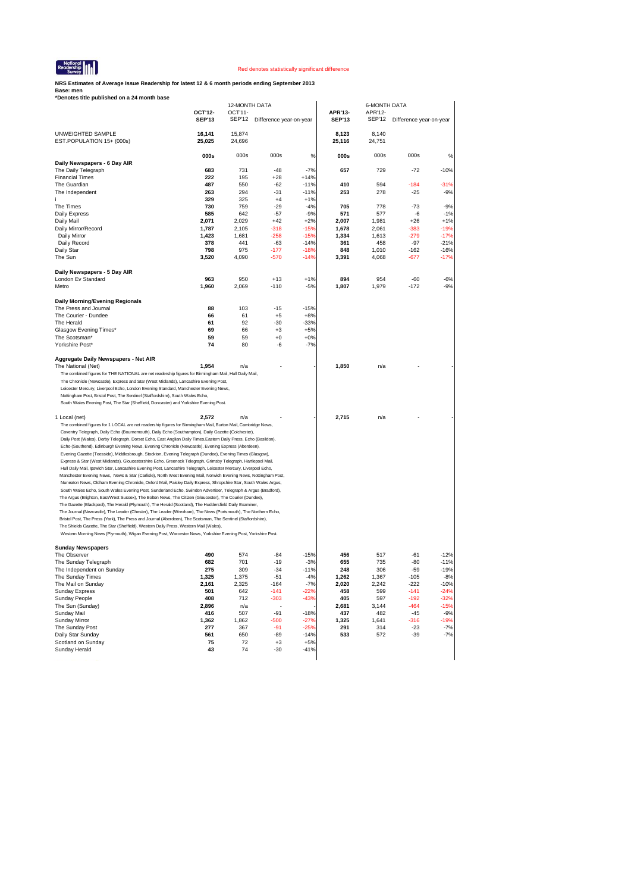National Readership Survey

Red denotes statistically significant difference

**NRS Estimates of Average Issue Readership for latest 12 & 6 month periods ending September 2013**
**Base: men**
***Denotes title published on a 24 month base**

| | 12-MONTH DATA | | | | 6-MONTH DATA | | | |
|---|---|---|---|---|---|---|---|---|
| | **OCT'12-SEP'13** | OCT'11-SEP'12 | Difference year-on-year | | **APR'13-SEP'13** | APR'12-SEP'12 | Difference year-on-year | |
| UNWEIGHTED SAMPLE | **16,141** | 15,874 | | | **8,123** | 8,140 | | |
| EST.POPULATION 15+ (000s) | **25,025** | 24,696 | | | **25,116** | 24,751 | | |
| | **000s** | 000s | 000s | % | **000s** | 000s | 000s | % |
| **Daily Newspapers - 6 Day AIR** | | | | | | | | |
| The Daily Telegraph | **683** | 731 | -48 | -7% | **657** | 729 | -72 | -10% |
| Financial Times | **222** | 195 | +28 | +14% | | | | |
| The Guardian | **487** | 550 | -62 | -11% | **410** | 594 | -184 | -31% |
| The Independent | **263** | 294 | -31 | -11% | **253** | 278 | -25 | -9% |
| i | **329** | 325 | +4 | +1% | | | | |
| The Times | **730** | 759 | -29 | -4% | **705** | 778 | -73 | -9% |
| Daily Express | **585** | 642 | -57 | -9% | **571** | 577 | -6 | -1% |
| Daily Mail | **2,071** | 2,029 | +42 | +2% | **2,007** | 1,981 | +26 | +1% |
| Daily Mirror/Record | **1,787** | 2,105 | -318 | -15% | **1,678** | 2,061 | -383 | -19% |
| Daily Mirror | **1,423** | 1,681 | -258 | -15% | **1,334** | 1,613 | -279 | -17% |
| Daily Record | **378** | 441 | -63 | -14% | **361** | 458 | -97 | -21% |
| Daily Star | **798** | 975 | -177 | -18% | **848** | 1,010 | -162 | -16% |
| The Sun | **3,520** | 4,090 | -570 | -14% | **3,391** | 4,068 | -677 | -17% |
| **Daily Newspapers - 5 Day AIR** | | | | | | | | |
| London Ev Standard | **963** | 950 | +13 | +1% | **894** | 954 | -60 | -6% |
| Metro | **1,960** | 2,069 | -110 | -5% | **1,807** | 1,979 | -172 | -9% |
| **Daily Morning/Evening Regionals** | | | | | | | | |
| The Press and Journal | **88** | 103 | -15 | -15% | | | | |
| The Courier - Dundee | **66** | 61 | +5 | +8% | | | | |
| The Herald | **61** | 92 | -30 | -33% | | | | |
| Glasgow Evening Times* | **69** | 66 | +3 | +5% | | | | |
| The Scotsman* | **59** | 59 | +0 | +0% | | | | |
| Yorkshire Post* | **74** | 80 | -6 | -7% | | | | |
| **Aggregate Daily Newspapers - Net AIR** | | | | | | | | |
| The National (Net) | **1,954** | n/a | - | - | **1,850** | n/a | - | - |
| 1 Local (net) | **2,572** | n/a | - | - | **2,715** | n/a | - | - |
| **Sunday Newspapers** | | | | | | | | |
| The Observer | **490** | 574 | -84 | -15% | **456** | 517 | -61 | -12% |
| The Sunday Telegraph | **682** | 701 | -19 | -3% | **655** | 735 | -80 | -11% |
| The Independent on Sunday | **275** | 309 | -34 | -11% | **248** | 306 | -59 | -19% |
| The Sunday Times | **1,325** | 1,375 | -51 | -4% | **1,262** | 1,367 | -105 | -8% |
| The Mail on Sunday | **2,161** | 2,325 | -164 | -7% | **2,020** | 2,242 | -222 | -10% |
| Sunday Express | **501** | 642 | -141 | -22% | **458** | 599 | -141 | -24% |
| Sunday People | **408** | 712 | -303 | -43% | **405** | 597 | -192 | -32% |
| The Sun (Sunday) | **2,896** | n/a | - | - | **2,681** | 3,144 | -464 | -15% |
| Sunday Mail | **416** | 507 | -91 | -18% | **437** | 482 | -45 | -9% |
| Sunday Mirror | **1,362** | 1,862 | -500 | -27% | **1,325** | 1,641 | -316 | -19% |
| The Sunday Post | **277** | 367 | -91 | -25% | **291** | 314 | -23 | -7% |
| Daily Star Sunday | **561** | 650 | -89 | -14% | **533** | 572 | -39 | -7% |
| Scotland on Sunday | **75** | 72 | +3 | +5% | | | | |
| Sunday Herald | **43** | 74 | -30 | -41% | | | | |

The combined figures for THE NATIONAL are net readership figures for Birmingham Mail, Hull Daily Mail, The Chronicle (Newcastle), Express and Star (West Midlands), Lancashire Evening Post, Leicester Mercury, Liverpool Echo, London Evening Standard, Manchester Evening News, Nottingham Post, Bristol Post, The Sentinel (Staffordshire), South Wales Echo, South Wales Evening Post, The Star (Sheffield, Doncaster) and Yorkshire Evening Post.

The combined figures for 1 LOCAL are net readership figures for Birmingham Mail, Burton Mail, Cambridge News, Coventry Telegraph, Daily Echo (Bournemouth), Daily Echo (Southampton), Daily Gazette (Colchester), Daily Post (Wales), Derby Telegraph, Dorset Echo, East Anglian Daily Times,Eastern Daily Press, Echo (Basildon), Echo (Southend), Edinburgh Evening News, Evening Chronicle (Newcastle), Evening Express (Aberdeen), Evening Gazette (Teesside), Middlesbrough, Stockton, Evening Telegraph (Dundee), Evening Times (Glasgow), Express & Star (West Midlands), Gloucestershire Echo, Greenock Telegraph, Grimsby Telegraph, Hartlepool Mail, Hull Daily Mail, Ipswich Star, Lancashire Evening Post, Lancashire Telegraph, Leicester Mercury, Liverpool Echo, Manchester Evening News, News & Star (Carlisle), North West Evening Mail, Norwich Evening News, Nottingham Post, Nuneaton News, Oldham Evening Chronicle, Oxford Mail, Paisley Daily Express, Shropshire Star, South Wales Argus, South Wales Echo, South Wales Evening Post, Sunderland Echo, Swindon Advertiser, Telegraph & Argus (Bradford), The Argus (Brighton, East/West Sussex), The Bolton News, The Citizen (Gloucester), The Courier (Dundee), The Gazette (Blackpool), The Herald (Plymouth), The Herald (Scotland), The Huddersfield Daily Examiner, The Journal (Newcastle), The Leader (Chester), The Leader (Wrexham), The News (Portsmouth), The Northern Echo, Bristol Post, The Press (York), The Press and Journal (Aberdeen), The Scotsman, The Sentinel (Staffordshire), The Shields Gazette, The Star (Sheffield), Western Daily Press, Western Mail (Wales), Western Morning News (Plymouth), Wigan Evening Post, Worcester News, Yorkshire Evening Post, Yorkshire Post.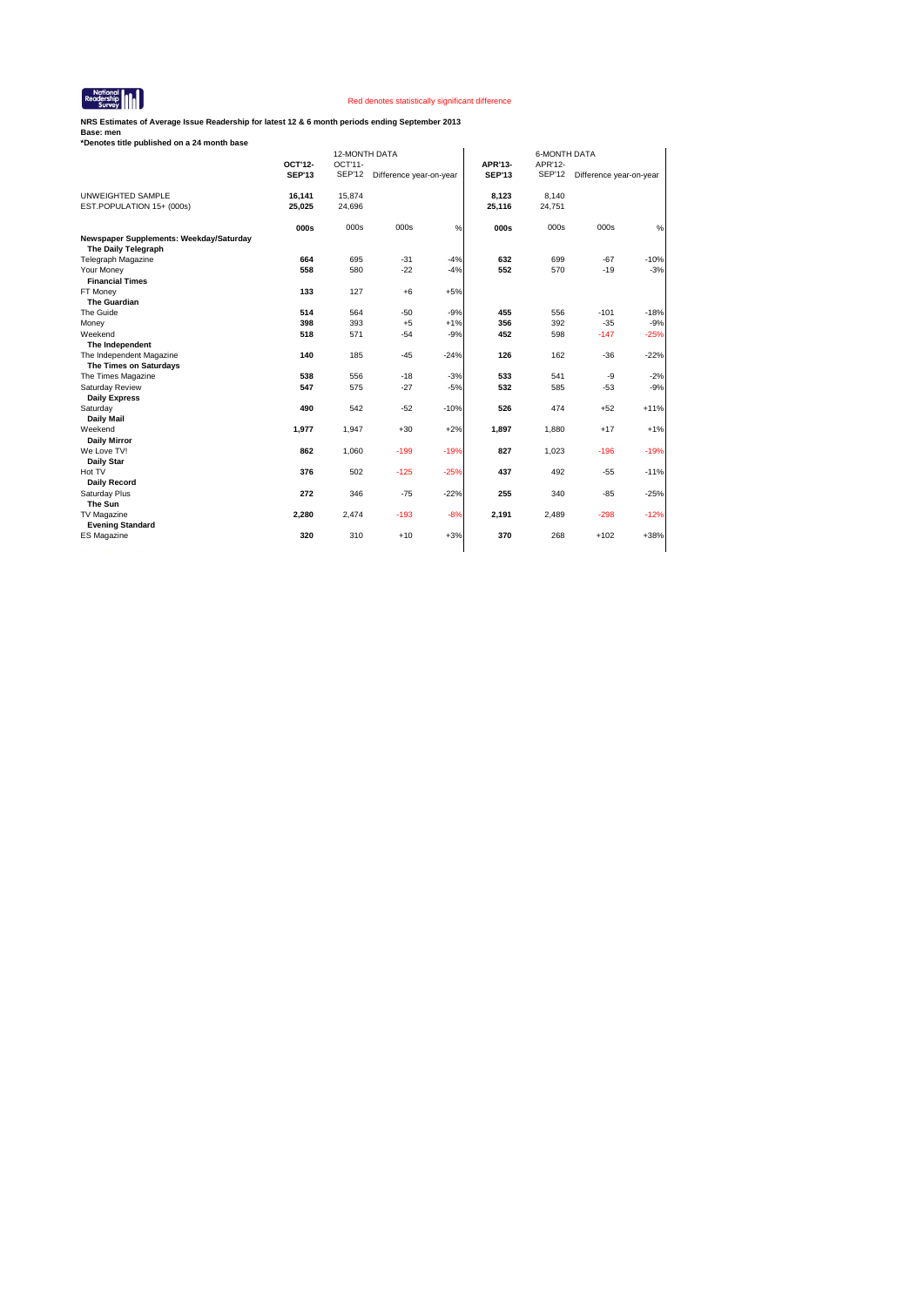National Readership Survey

Red denotes statistically significant difference

**NRS Estimates of Average Issue Readership for latest 12 & 6 month periods ending September 2013**
**Base: men**
***Denotes title published on a 24 month base**

| | 12-MONTH DATA | | | | 6-MONTH DATA | | | |
|---|---|---|---|---|---|---|---|---|
| | **OCT'12-SEP'13** | OCT'11-SEP'12 | Difference year-on-year | | **APR'13-SEP'13** | APR'12-SEP'12 | Difference year-on-year | |
| UNWEIGHTED SAMPLE | **16,141** | 15,874 | | | **8,123** | 8,140 | | |
| EST.POPULATION 15+ (000s) | **25,025** | 24,696 | | | **25,116** | 24,751 | | |
| | **000s** | 000s | 000s | % | **000s** | 000s | 000s | % |
| **Newspaper Supplements: Weekday/Saturday** | | | | | | | | |
| **The Daily Telegraph** | | | | | | | | |
| Telegraph Magazine | **664** | 695 | -31 | -4% | **632** | 699 | -67 | -10% |
| Your Money | **558** | 580 | -22 | -4% | **552** | 570 | -19 | -3% |
| **Financial Times** | | | | | | | | |
| FT Money | **133** | 127 | +6 | +5% | | | | |
| **The Guardian** | | | | | | | | |
| The Guide | **514** | 564 | -50 | -9% | **455** | 556 | -101 | -18% |
| Money | **398** | 393 | +5 | +1% | **356** | 392 | -35 | -9% |
| Weekend | **518** | 571 | -54 | -9% | **452** | 598 | -147 | -25% |
| **The Independent** | | | | | | | | |
| The Independent Magazine | **140** | 185 | -45 | -24% | **126** | 162 | -36 | -22% |
| **The Times on Saturdays** | | | | | | | | |
| The Times Magazine | **538** | 556 | -18 | -3% | **533** | 541 | -9 | -2% |
| Saturday Review | **547** | 575 | -27 | -5% | **532** | 585 | -53 | -9% |
| **Daily Express** | | | | | | | | |
| Saturday | **490** | 542 | -52 | -10% | **526** | 474 | +52 | +11% |
| **Daily Mail** | | | | | | | | |
| Weekend | **1,977** | 1,947 | +30 | +2% | **1,897** | 1,880 | +17 | +1% |
| **Daily Mirror** | | | | | | | | |
| We Love TV! | **862** | 1,060 | -199 | -19% | **827** | 1,023 | -196 | -19% |
| **Daily Star** | | | | | | | | |
| Hot TV | **376** | 502 | -125 | -25% | **437** | 492 | -55 | -11% |
| **Daily Record** | | | | | | | | |
| Saturday Plus | **272** | 346 | -75 | -22% | **255** | 340 | -85 | -25% |
| **The Sun** | | | | | | | | |
| TV Magazine | **2,280** | 2,474 | -193 | -8% | **2,191** | 2,489 | -298 | -12% |
| **Evening Standard** | | | | | | | | |
| ES Magazine | **320** | 310 | +10 | +3% | **370** | 268 | +102 | +38% |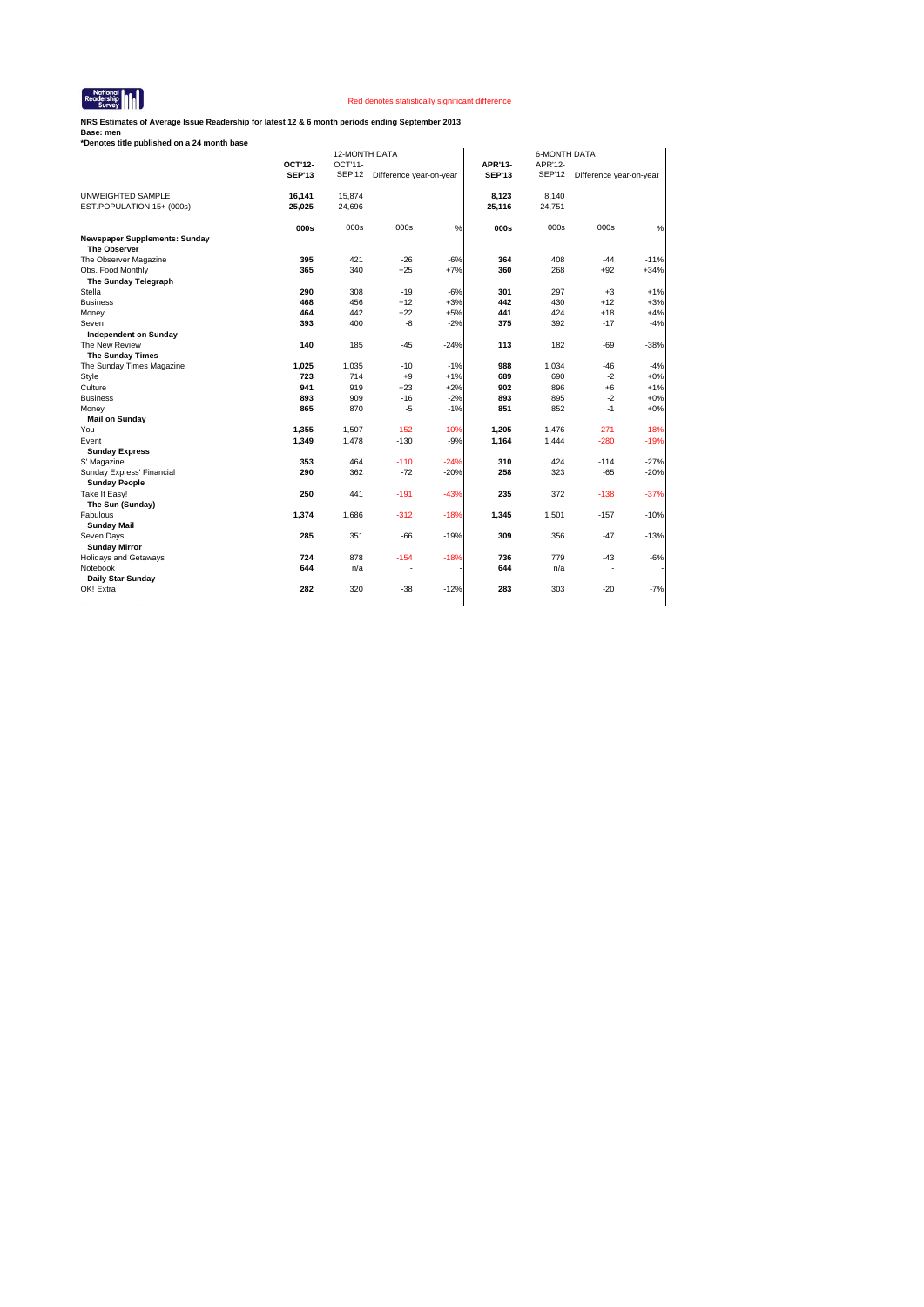Red denotes statistically significant difference

**NRS Estimates of Average Issue Readership for latest 12 & 6 month periods ending September 2013**
**Base: men**
***Denotes title published on a 24 month base**

| | 12-MONTH DATA | | | | 6-MONTH DATA | | | |
|---|---|---|---|---|---|---|---|---|
| | **OCT'12-SEP'13** | OCT'11-SEP'12 | Difference year-on-year | | **APR'13-SEP'13** | APR'12-SEP'12 | Difference year-on-year | |
| UNWEIGHTED SAMPLE | **16,141** | 15,874 | | | **8,123** | 8,140 | | |
| EST.POPULATION 15+ (000s) | **25,025** | 24,696 | | | **25,116** | 24,751 | | |
| | **000s** | 000s | 000s | % | **000s** | 000s | 000s | % |
| **Newspaper Supplements: Sunday** | | | | | | | | |
| **The Observer** | | | | | | | | |
| The Observer Magazine | **395** | 421 | -26 | -6% | **364** | 408 | -44 | -11% |
| Obs. Food Monthly | **365** | 340 | +25 | +7% | **360** | 268 | +92 | +34% |
| **The Sunday Telegraph** | | | | | | | | |
| Stella | **290** | 308 | -19 | -6% | **301** | 297 | +3 | +1% |
| Business | **468** | 456 | +12 | +3% | **442** | 430 | +12 | +3% |
| Money | **464** | 442 | +22 | +5% | **441** | 424 | +18 | +4% |
| Seven | **393** | 400 | -8 | -2% | **375** | 392 | -17 | -4% |
| **Independent on Sunday** | | | | | | | | |
| The New Review | **140** | 185 | -45 | -24% | **113** | 182 | -69 | -38% |
| **The Sunday Times** | | | | | | | | |
| The Sunday Times Magazine | **1,025** | 1,035 | -10 | -1% | **988** | 1,034 | -46 | -4% |
| Style | **723** | 714 | +9 | +1% | **689** | 690 | -2 | +0% |
| Culture | **941** | 919 | +23 | +2% | **902** | 896 | +6 | +1% |
| Business | **893** | 909 | -16 | -2% | **893** | 895 | -2 | +0% |
| Money | **865** | 870 | -5 | -1% | **851** | 852 | -1 | +0% |
| **Mail on Sunday** | | | | | | | | |
| You | **1,355** | 1,507 | -152 | -10% | **1,205** | 1,476 | -271 | -18% |
| Event | **1,349** | 1,478 | -130 | -9% | **1,164** | 1,444 | -280 | -19% |
| **Sunday Express** | | | | | | | | |
| S' Magazine | **353** | 464 | -110 | -24% | **310** | 424 | -114 | -27% |
| Sunday Express' Financial | **290** | 362 | -72 | -20% | **258** | 323 | -65 | -20% |
| **Sunday People** | | | | | | | | |
| Take It Easy! | **250** | 441 | -191 | -43% | **235** | 372 | -138 | -37% |
| **The Sun (Sunday)** | | | | | | | | |
| Fabulous | **1,374** | 1,686 | -312 | -18% | **1,345** | 1,501 | -157 | -10% |
| **Sunday Mail** | | | | | | | | |
| Seven Days | **285** | 351 | -66 | -19% | **309** | 356 | -47 | -13% |
| **Sunday Mirror** | | | | | | | | |
| Holidays and Getaways | **724** | 878 | -154 | -18% | **736** | 779 | -43 | -6% |
| Notebook | **644** | n/a | - | - | **644** | n/a | - | - |
| **Daily Star Sunday** | | | | | | | | |
| OK! Extra | **282** | 320 | -38 | -12% | **283** | 303 | -20 | -7% |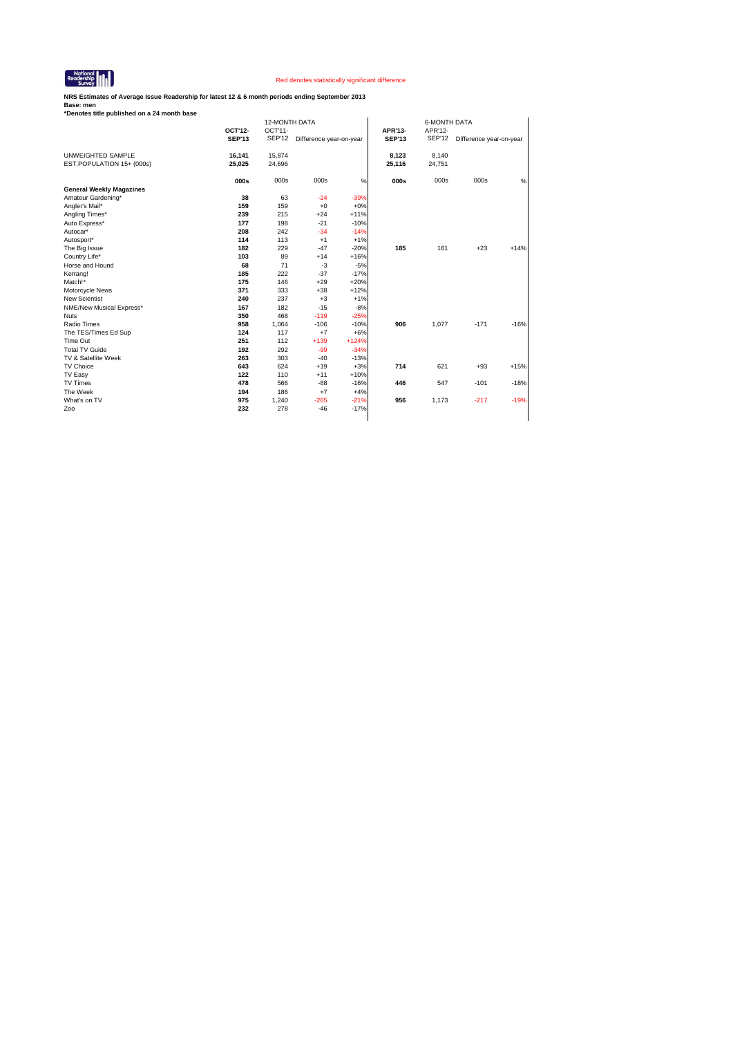Red denotes statistically significant difference

**NRS Estimates of Average Issue Readership for latest 12 & 6 month periods ending September 2013**
**Base: men**
**\*Denotes title published on a 24 month base**

| | 12-MONTH DATA | | | | 6-MONTH DATA | | | |
|---|---|---|---|---|---|---|---|---|
| | **OCT'12-SEP'13** | OCT'11-SEP'12 | Difference year-on-year | | **APR'13-SEP'13** | APR'12-SEP'12 | Difference year-on-year | |
| UNWEIGHTED SAMPLE | **16,141** | 15,874 | | | **8,123** | 8,140 | | |
| EST.POPULATION 15+ (000s) | **25,025** | 24,696 | | | **25,116** | 24,751 | | |
| | **000s** | 000s | 000s | % | **000s** | 000s | 000s | % |
| **General Weekly Magazines** | | | | | | | | |
| Amateur Gardening* | **38** | 63 | -24 | -39% | | | | |
| Angler's Mail* | **159** | 159 | +0 | +0% | | | | |
| Angling Times* | **239** | 215 | +24 | +11% | | | | |
| Auto Express* | **177** | 198 | -21 | -10% | | | | |
| Autocar* | **208** | 242 | -34 | -14% | | | | |
| Autosport* | **114** | 113 | +1 | +1% | | | | |
| The Big Issue | **182** | 229 | -47 | -20% | **185** | 161 | +23 | +14% |
| Country Life* | **103** | 89 | +14 | +16% | | | | |
| Horse and Hound | **68** | 71 | -3 | -5% | | | | |
| Kerrang! | **185** | 222 | -37 | -17% | | | | |
| Match!* | **175** | 146 | +29 | +20% | | | | |
| Motorcycle News | **371** | 333 | +38 | +12% | | | | |
| New Scientist | **240** | 237 | +3 | +1% | | | | |
| NME/New Musical Express* | **167** | 182 | -15 | -8% | | | | |
| Nuts | **350** | 468 | -119 | -25% | | | | |
| Radio Times | **958** | 1,064 | -106 | -10% | **906** | 1,077 | -171 | -16% |
| The TES/Times Ed Sup | **124** | 117 | +7 | +6% | | | | |
| Time Out | **251** | 112 | +139 | +124% | | | | |
| Total TV Guide | **192** | 292 | -99 | -34% | | | | |
| TV & Satellite Week | **263** | 303 | -40 | -13% | | | | |
| TV Choice | **643** | 624 | +19 | +3% | **714** | 621 | +93 | +15% |
| TV Easy | **122** | 110 | +11 | +10% | | | | |
| TV Times | **478** | 566 | -88 | -16% | **446** | 547 | -101 | -18% |
| The Week | **194** | 186 | +7 | +4% | | | | |
| What's on TV | **975** | 1,240 | -265 | -21% | **956** | 1,173 | -217 | -19% |
| Zoo | **232** | 278 | -46 | -17% | | | | |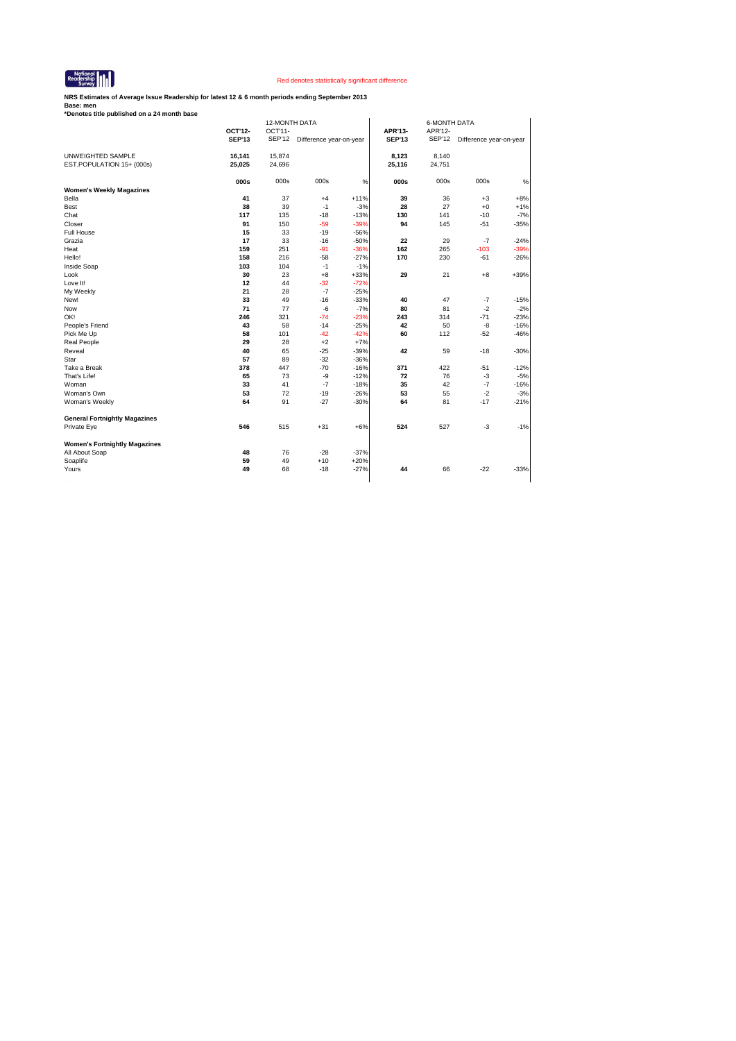Red denotes statistically significant difference

**NRS Estimates of Average Issue Readership for latest 12 & 6 month periods ending September 2013**
**Base: men**
***Denotes title published on a 24 month base**

| | 12-MONTH DATA | | | | 6-MONTH DATA | | | |
|---|---|---|---|---|---|---|---|---|
| | **OCT'12-SEP'13** | OCT'11-SEP'12 | Difference year-on-year | | **APR'13-SEP'13** | APR'12-SEP'12 | Difference year-on-year | |
| UNWEIGHTED SAMPLE | **16,141** | 15,874 | | | **8,123** | 8,140 | | |
| EST.POPULATION 15+ (000s) | **25,025** | 24,696 | | | **25,116** | 24,751 | | |
| | **000s** | 000s | 000s | % | **000s** | 000s | 000s | % |
| **Women's Weekly Magazines** | | | | | | | | |
| Bella | **41** | 37 | +4 | +11% | **39** | 36 | +3 | +8% |
| Best | **38** | 39 | -1 | -3% | **28** | 27 | +0 | +1% |
| Chat | **117** | 135 | -18 | -13% | **130** | 141 | -10 | -7% |
| Closer | **91** | 150 | -59 | -39% | **94** | 145 | -51 | -35% |
| Full House | **15** | 33 | -19 | -56% | | | | |
| Grazia | **17** | 33 | -16 | -50% | **22** | 29 | -7 | -24% |
| Heat | **159** | 251 | -91 | -36% | **162** | 265 | -103 | -39% |
| Hello! | **158** | 216 | -58 | -27% | **170** | 230 | -61 | -26% |
| Inside Soap | **103** | 104 | -1 | -1% | | | | |
| Look | **30** | 23 | +8 | +33% | **29** | 21 | +8 | +39% |
| Love It! | **12** | 44 | -32 | -72% | | | | |
| My Weekly | **21** | 28 | -7 | -25% | | | | |
| New! | **33** | 49 | -16 | -33% | **40** | 47 | -7 | -15% |
| Now | **71** | 77 | -6 | -7% | **80** | 81 | -2 | -2% |
| OK! | **246** | 321 | -74 | -23% | **243** | 314 | -71 | -23% |
| People's Friend | **43** | 58 | -14 | -25% | **42** | 50 | -8 | -16% |
| Pick Me Up | **58** | 101 | -42 | -42% | **60** | 112 | -52 | -46% |
| Real People | **29** | 28 | +2 | +7% | | | | |
| Reveal | **40** | 65 | -25 | -39% | **42** | 59 | -18 | -30% |
| Star | **57** | 89 | -32 | -36% | | | | |
| Take a Break | **378** | 447 | -70 | -16% | **371** | 422 | -51 | -12% |
| That's Life! | **65** | 73 | -9 | -12% | **72** | 76 | -3 | -5% |
| Woman | **33** | 41 | -7 | -18% | **35** | 42 | -7 | -16% |
| Woman's Own | **53** | 72 | -19 | -26% | **53** | 55 | -2 | -3% |
| Woman's Weekly | **64** | 91 | -27 | -30% | **64** | 81 | -17 | -21% |
| **General Fortnightly Magazines** | | | | | | | | |
| Private Eye | **546** | 515 | +31 | +6% | **524** | 527 | -3 | -1% |
| **Women's Fortnightly Magazines** | | | | | | | | |
| All About Soap | **48** | 76 | -28 | -37% | | | | |
| Soaplife | **59** | 49 | +10 | +20% | | | | |
| Yours | **49** | 68 | -18 | -27% | **44** | 66 | -22 | -33% |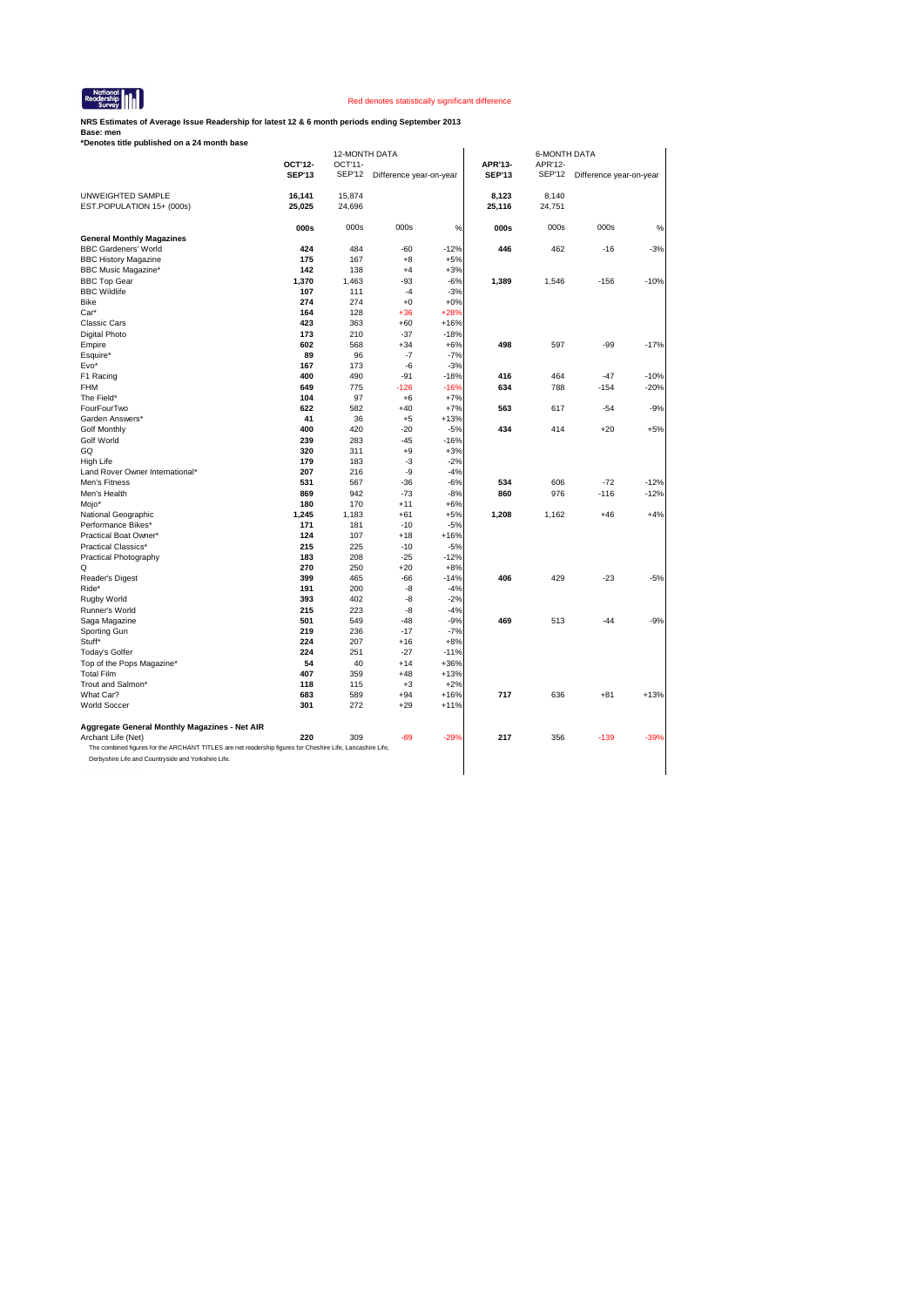National Readership Survey

Red denotes statistically significant difference

**NRS Estimates of Average Issue Readership for latest 12 & 6 month periods ending September 2013**
**Base: men**
***Denotes title published on a 24 month base**

| | 12-MONTH DATA | | | | 6-MONTH DATA | | | |
|---|---|---|---|---|---|---|---|---|
| | **OCT'12-SEP'13** | OCT'11-SEP'12 | Difference year-on-year | | **APR'13-SEP'13** | APR'12-SEP'12 | Difference year-on-year | |
| UNWEIGHTED SAMPLE | **16,141** | 15,874 | | | **8,123** | 8,140 | | |
| EST.POPULATION 15+ (000s) | **25,025** | 24,696 | | | **25,116** | 24,751 | | |
| | **000s** | 000s | 000s | % | **000s** | 000s | 000s | % |
| **General Monthly Magazines** | | | | | | | | |
| BBC Gardeners' World | **424** | 484 | -60 | -12% | **446** | 462 | -16 | -3% |
| BBC History Magazine | **175** | 167 | +8 | +5% | | | | |
| BBC Music Magazine* | **142** | 138 | +4 | +3% | | | | |
| BBC Top Gear | **1,370** | 1,463 | -93 | -6% | **1,389** | 1,546 | -156 | -10% |
| BBC Wildlife | **107** | 111 | -4 | -3% | | | | |
| Bike | **274** | 274 | +0 | +0% | | | | |
| Car* | **164** | 128 | +36 | +28% | | | | |
| Classic Cars | **423** | 363 | +60 | +16% | | | | |
| Digital Photo | **173** | 210 | -37 | -18% | | | | |
| Empire | **602** | 568 | +34 | +6% | **498** | 597 | -99 | -17% |
| Esquire* | **89** | 96 | -7 | -7% | | | | |
| Evo* | **167** | 173 | -6 | -3% | | | | |
| F1 Racing | **400** | 490 | -91 | -18% | **416** | 464 | -47 | -10% |
| FHM | **649** | 775 | -126 | -16% | **634** | 788 | -154 | -20% |
| The Field* | **104** | 97 | +6 | +7% | | | | |
| FourFourTwo | **622** | 582 | +40 | +7% | **563** | 617 | -54 | -9% |
| Garden Answers* | **41** | 36 | +5 | +13% | | | | |
| Golf Monthly | **400** | 420 | -20 | -5% | **434** | 414 | +20 | +5% |
| Golf World | **239** | 283 | -45 | -16% | | | | |
| GQ | **320** | 311 | +9 | +3% | | | | |
| High Life | **179** | 183 | -3 | -2% | | | | |
| Land Rover Owner International* | **207** | 216 | -9 | -4% | | | | |
| Men's Fitness | **531** | 567 | -36 | -6% | **534** | 606 | -72 | -12% |
| Men's Health | **869** | 942 | -73 | -8% | **860** | 976 | -116 | -12% |
| Mojo* | **180** | 170 | +11 | +6% | | | | |
| National Geographic | **1,245** | 1,183 | +61 | +5% | **1,208** | 1,162 | +46 | +4% |
| Performance Bikes* | **171** | 181 | -10 | -5% | | | | |
| Practical Boat Owner* | **124** | 107 | +18 | +16% | | | | |
| Practical Classics* | **215** | 225 | -10 | -5% | | | | |
| Practical Photography | **183** | 208 | -25 | -12% | | | | |
| Q | **270** | 250 | +20 | +8% | | | | |
| Reader's Digest | **399** | 465 | -66 | -14% | **406** | 429 | -23 | -5% |
| Ride* | **191** | 200 | -8 | -4% | | | | |
| Rugby World | **393** | 402 | -8 | -2% | | | | |
| Runner's World | **215** | 223 | -8 | -4% | | | | |
| Saga Magazine | **501** | 549 | -48 | -9% | **469** | 513 | -44 | -9% |
| Sporting Gun | **219** | 236 | -17 | -7% | | | | |
| Stuff* | **224** | 207 | +16 | +8% | | | | |
| Today's Golfer | **224** | 251 | -27 | -11% | | | | |
| Top of the Pops Magazine* | **54** | 40 | +14 | +36% | | | | |
| Total Film | **407** | 359 | +48 | +13% | | | | |
| Trout and Salmon* | **118** | 115 | +3 | +2% | | | | |
| What Car? | **683** | 589 | +94 | +16% | **717** | 636 | +81 | +13% |
| World Soccer | **301** | 272 | +29 | +11% | | | | |
| **Aggregate General Monthly Magazines - Net AIR** | | | | | | | | |
| Archant Life (Net) | **220** | 309 | -89 | -29% | **217** | 356 | -139 | -39% |

The combined figures for the ARCHANT TITLES are net readership figures for Cheshire Life, Lancashire Life, Derbyshire Life and Countryside and Yorkshire Life.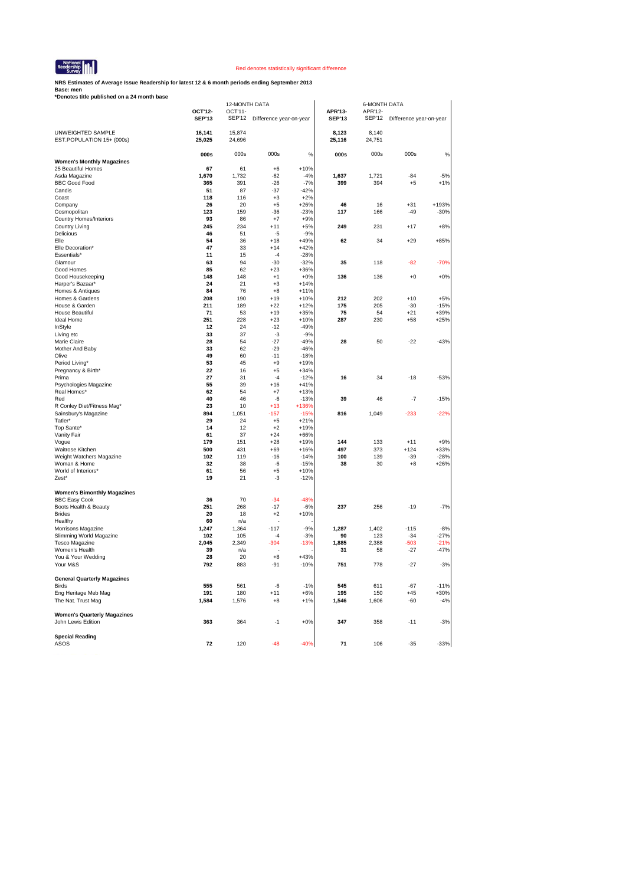National Readership Survey

Red denotes statistically significant difference

**NRS Estimates of Average Issue Readership for latest 12 & 6 month periods ending September 2013**
**Base: men**
***Denotes title published on a 24 month base**

| | 12-MONTH DATA | | | | 6-MONTH DATA | | | |
|---|---|---|---|---|---|---|---|---|
| | **OCT'12-SEP'13** | OCT'11-SEP'12 | Difference year-on-year | | **APR'13-SEP'13** | APR'12-SEP'12 | Difference year-on-year | |
| UNWEIGHTED SAMPLE | **16,141** | 15,874 | | | **8,123** | 8,140 | | |
| EST.POPULATION 15+ (000s) | **25,025** | 24,696 | | | **25,116** | 24,751 | | |
| | **000s** | 000s | 000s | % | **000s** | 000s | 000s | % |
| **Women's Monthly Magazines** | | | | | | | | |
| 25 Beautiful Homes | **67** | 61 | +6 | +10% | | | | |
| Asda Magazine | **1,670** | 1,732 | -62 | -4% | **1,637** | 1,721 | -84 | -5% |
| BBC Good Food | **365** | 391 | -26 | -7% | **399** | 394 | +5 | +1% |
| Candis | **51** | 87 | -37 | -42% | | | | |
| Coast | **118** | 116 | +3 | +2% | | | | |
| Company | **26** | 20 | +5 | +26% | **46** | 16 | +31 | +193% |
| Cosmopolitan | **123** | 159 | -36 | -23% | **117** | 166 | -49 | -30% |
| Country Homes/Interiors | **93** | 86 | +7 | +9% | | | | |
| Country Living | **245** | 234 | +11 | +5% | **249** | 231 | +17 | +8% |
| Delicious | **46** | 51 | -5 | -9% | | | | |
| Elle | **54** | 36 | +18 | +49% | **62** | 34 | +29 | +85% |
| Elle Decoration* | **47** | 33 | +14 | +42% | | | | |
| Essentials* | **11** | 15 | -4 | -28% | | | | |
| Glamour | **63** | 94 | -30 | -32% | **35** | 118 | -82 | -70% |
| Good Homes | **85** | 62 | +23 | +36% | | | | |
| Good Housekeeping | **148** | 148 | +1 | +0% | **136** | 136 | +0 | +0% |
| Harper's Bazaar* | **24** | 21 | +3 | +14% | | | | |
| Homes & Antiques | **84** | 76 | +8 | +11% | | | | |
| Homes & Gardens | **208** | 190 | +19 | +10% | **212** | 202 | +10 | +5% |
| House & Garden | **211** | 189 | +22 | +12% | **175** | 205 | -30 | -15% |
| House Beautiful | **71** | 53 | +19 | +35% | **75** | 54 | +21 | +39% |
| Ideal Home | **251** | 228 | +23 | +10% | **287** | 230 | +58 | +25% |
| InStyle | **12** | 24 | -12 | -49% | | | | |
| Living etc | **33** | 37 | -3 | -9% | | | | |
| Marie Claire | **28** | 54 | -27 | -49% | **28** | 50 | -22 | -43% |
| Mother And Baby | **33** | 62 | -29 | -46% | | | | |
| Olive | **49** | 60 | -11 | -18% | | | | |
| Period Living* | **53** | 45 | +9 | +19% | | | | |
| Pregnancy & Birth* | **22** | 16 | +5 | +34% | | | | |
| Prima | **27** | 31 | -4 | -12% | **16** | 34 | -18 | -53% |
| Psychologies Magazine | **55** | 39 | +16 | +41% | | | | |
| Real Homes* | **62** | 54 | +7 | +13% | | | | |
| Red | **40** | 46 | -6 | -13% | **39** | 46 | -7 | -15% |
| R Conley Diet/Fitness Mag* | **23** | 10 | +13 | +136% | | | | |
| Sainsbury's Magazine | **894** | 1,051 | -157 | -15% | **816** | 1,049 | -233 | -22% |
| Tatler* | **29** | 24 | +5 | +21% | | | | |
| Top Sante* | **14** | 12 | +2 | +19% | | | | |
| Vanity Fair | **61** | 37 | +24 | +66% | | | | |
| Vogue | **179** | 151 | +28 | +19% | **144** | 133 | +11 | +9% |
| Waitrose Kitchen | **500** | 431 | +69 | +16% | **497** | 373 | +124 | +33% |
| Weight Watchers Magazine | **102** | 119 | -16 | -14% | **100** | 139 | -39 | -28% |
| Woman & Home | **32** | 38 | -6 | -15% | **38** | 30 | +8 | +26% |
| World of Interiors* | **61** | 56 | +5 | +10% | | | | |
| Zest* | **19** | 21 | -3 | -12% | | | | |
| **Women's Bimonthly Magazines** | | | | | | | | |
| BBC Easy Cook | **36** | 70 | -34 | -48% | | | | |
| Boots Health & Beauty | **251** | 268 | -17 | -6% | **237** | 256 | -19 | -7% |
| Brides | **20** | 18 | +2 | +10% | | | | |
| Healthy | **60** | n/a | - | - | | | | |
| Morrisons Magazine | **1,247** | 1,364 | -117 | -9% | **1,287** | 1,402 | -115 | -8% |
| Slimming World Magazine | **102** | 105 | -4 | -3% | **90** | 123 | -34 | -27% |
| Tesco Magazine | **2,045** | 2,349 | -304 | -13% | **1,885** | 2,388 | -503 | -21% |
| Women's Health | **39** | n/a | - | - | **31** | 58 | -27 | -47% |
| You & Your Wedding | **28** | 20 | +8 | +43% | | | | |
| Your M&S | **792** | 883 | -91 | -10% | **751** | 778 | -27 | -3% |
| **General Quarterly Magazines** | | | | | | | | |
| Birds | **555** | 561 | -6 | -1% | **545** | 611 | -67 | -11% |
| Eng Heritage Meb Mag | **191** | 180 | +11 | +6% | **195** | 150 | +45 | +30% |
| The Nat. Trust Mag | **1,584** | 1,576 | +8 | +1% | **1,546** | 1,606 | -60 | -4% |
| **Women's Quarterly Magazines** | | | | | | | | |
| John Lewis Edition | **363** | 364 | -1 | +0% | **347** | 358 | -11 | -3% |
| **Special Reading** | | | | | | | | |
| ASOS | **72** | 120 | -48 | -40% | **71** | 106 | -35 | -33% |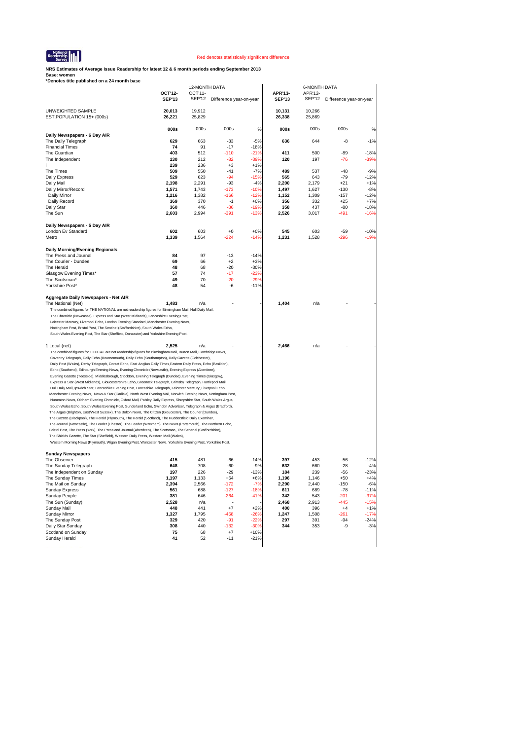National Readership Survey

Red denotes statistically significant difference

**NRS Estimates of Average Issue Readership for latest 12 & 6 month periods ending September 2013**
**Base: women**
***Denotes title published on a 24 month base**

| | 12-MONTH DATA | | | | 6-MONTH DATA | | | |
|---|---|---|---|---|---|---|---|---|
| | **OCT'12-SEP'13** | OCT'11-SEP'12 | Difference year-on-year | | **APR'13-SEP'13** | APR'12-SEP'12 | Difference year-on-year | |
| UNWEIGHTED SAMPLE | **20,013** | 19,912 | | | **10,131** | 10,266 | | |
| EST.POPULATION 15+ (000s) | **26,221** | 25,829 | | | **26,338** | 25,869 | | |
| | **000s** | 000s | 000s | % | **000s** | 000s | 000s | % |
| **Daily Newspapers - 6 Day AIR** | | | | | | | | |
| The Daily Telegraph | **629** | 663 | -33 | -5% | **636** | 644 | -8 | -1% |
| Financial Times | **74** | 91 | -17 | -18% | | | | |
| The Guardian | **403** | 512 | -110 | -21% | **411** | 500 | -89 | -18% |
| The Independent | **130** | 212 | -82 | -39% | **120** | 197 | -76 | -39% |
| i | **239** | 236 | +3 | +1% | | | | |
| The Times | **509** | 550 | -41 | -7% | **489** | 537 | -48 | -9% |
| Daily Express | **529** | 623 | -94 | -15% | **565** | 643 | -79 | -12% |
| Daily Mail | **2,198** | 2,291 | -93 | -4% | **2,200** | 2,179 | +21 | +1% |
| Daily Mirror/Record | **1,571** | 1,743 | -173 | -10% | **1,497** | 1,627 | -130 | -8% |
| Daily Mirror | **1,216** | 1,382 | -166 | -12% | **1,152** | 1,309 | -157 | -12% |
| Daily Record | **369** | 370 | -1 | +0% | **356** | 332 | +25 | +7% |
| Daily Star | **360** | 446 | -86 | -19% | **358** | 437 | -80 | -18% |
| The Sun | **2,603** | 2,994 | -391 | -13% | **2,526** | 3,017 | -491 | -16% |
| **Daily Newspapers - 5 Day AIR** | | | | | | | | |
| London Ev Standard | **602** | 603 | +0 | +0% | **545** | 603 | -59 | -10% |
| Metro | **1,339** | 1,564 | -224 | -14% | **1,231** | 1,528 | -296 | -19% |
| **Daily Morning/Evening Regionals** | | | | | | | | |
| The Press and Journal | **84** | 97 | -13 | -14% | | | | |
| The Courier - Dundee | **69** | 66 | +2 | +3% | | | | |
| The Herald | **48** | 68 | -20 | -30% | | | | |
| Glasgow Evening Times* | **57** | 74 | -17 | -23% | | | | |
| The Scotsman* | **49** | 70 | -20 | -29% | | | | |
| Yorkshire Post* | **48** | 54 | -6 | -11% | | | | |
| **Aggregate Daily Newspapers - Net AIR** | | | | | | | | |
| The National (Net) | **1,483** | n/a | - | - | **1,404** | n/a | - | - |
| 1 Local (net) | **2,525** | n/a | - | - | **2,466** | n/a | - | - |
| **Sunday Newspapers** | | | | | | | | |
| The Observer | **415** | 481 | -66 | -14% | **397** | 453 | -56 | -12% |
| The Sunday Telegraph | **648** | 708 | -60 | -9% | **632** | 660 | -28 | -4% |
| The Independent on Sunday | **197** | 226 | -29 | -13% | **184** | 239 | -56 | -23% |
| The Sunday Times | **1,197** | 1,133 | +64 | +6% | **1,196** | 1,146 | +50 | +4% |
| The Mail on Sunday | **2,394** | 2,566 | -172 | -7% | **2,290** | 2,440 | -150 | -6% |
| Sunday Express | **561** | 688 | -127 | -18% | **611** | 689 | -78 | -11% |
| Sunday People | **381** | 646 | -264 | -41% | **342** | 543 | -201 | -37% |
| The Sun (Sunday) | **2,528** | n/a | - | - | **2,468** | 2,913 | -445 | -15% |
| Sunday Mail | **448** | 441 | +7 | +2% | **400** | 396 | +4 | +1% |
| Sunday Mirror | **1,327** | 1,795 | -468 | -26% | **1,247** | 1,508 | -261 | -17% |
| The Sunday Post | **329** | 420 | -91 | -22% | **297** | 391 | -94 | -24% |
| Daily Star Sunday | **308** | 440 | -132 | -30% | **344** | 353 | -9 | -3% |
| Scotland on Sunday | **75** | 68 | +7 | +10% | | | | |
| Sunday Herald | **41** | 52 | -11 | -21% | | | | |

The combined figures for THE NATIONAL are net readership figures for Birmingham Mail, Hull Daily Mail, The Chronicle (Newcastle), Express and Star (West Midlands), Lancashire Evening Post, Leicester Mercury, Liverpool Echo, London Evening Standard, Manchester Evening News, Nottingham Post, Bristol Post, The Sentinel (Staffordshire), South Wales Echo, South Wales Evening Post, The Star (Sheffield, Doncaster) and Yorkshire Evening Post.

The combined figures for 1 LOCAL are net readership figures for Birmingham Mail, Burton Mail, Cambridge News, Coventry Telegraph, Daily Echo (Bournemouth), Daily Echo (Southampton), Daily Gazette (Colchester), Daily Post (Wales), Derby Telegraph, Dorset Echo, East Anglian Daily Times, Eastern Daily Press, Echo (Basildon), Echo (Southend), Edinburgh Evening News, Evening Chronicle (Newcastle), Evening Express (Aberdeen), Evening Gazette (Teesside), Middlesbrough, Stockton, Evening Telegraph (Dundee), Evening Times (Glasgow), Express & Star (West Midlands), Gloucestershire Echo, Greenock Telegraph, Grimsby Telegraph, Hartlepool Mail, Hull Daily Mail, Ipswich Star, Lancashire Evening Post, Lancashire Telegraph, Leicester Mercury, Liverpool Echo, Manchester Evening News, News & Star (Carlisle), North West Evening Mail, Norwich Evening News, Nottingham Post, Nuneaton News, Oldham Evening Chronicle, Oxford Mail, Paisley Daily Express, Shropshire Star, South Wales Argus, South Wales Echo, South Wales Evening Post, Sunderland Echo, Swindon Advertiser, Telegraph & Argus (Bradford), The Argus (Brighton, East/West Sussex), The Bolton News, The Citizen (Gloucester), The Courier (Dundee), The Gazette (Blackpool), The Herald (Plymouth), The Herald (Scotland), The Huddersfield Daily Examiner, The Journal (Newcastle), The Leader (Chester), The Leader (Wrexham), The News (Portsmouth), The Northern Echo, Bristol Post, The Press (York), The Press and Journal (Aberdeen), The Scotsman, The Sentinel (Staffordshire), The Shields Gazette, The Star (Sheffield), Western Daily Press, Western Mail (Wales), Western Morning News (Plymouth), Wigan Evening Post, Worcester News, Yorkshire Evening Post, Yorkshire Post.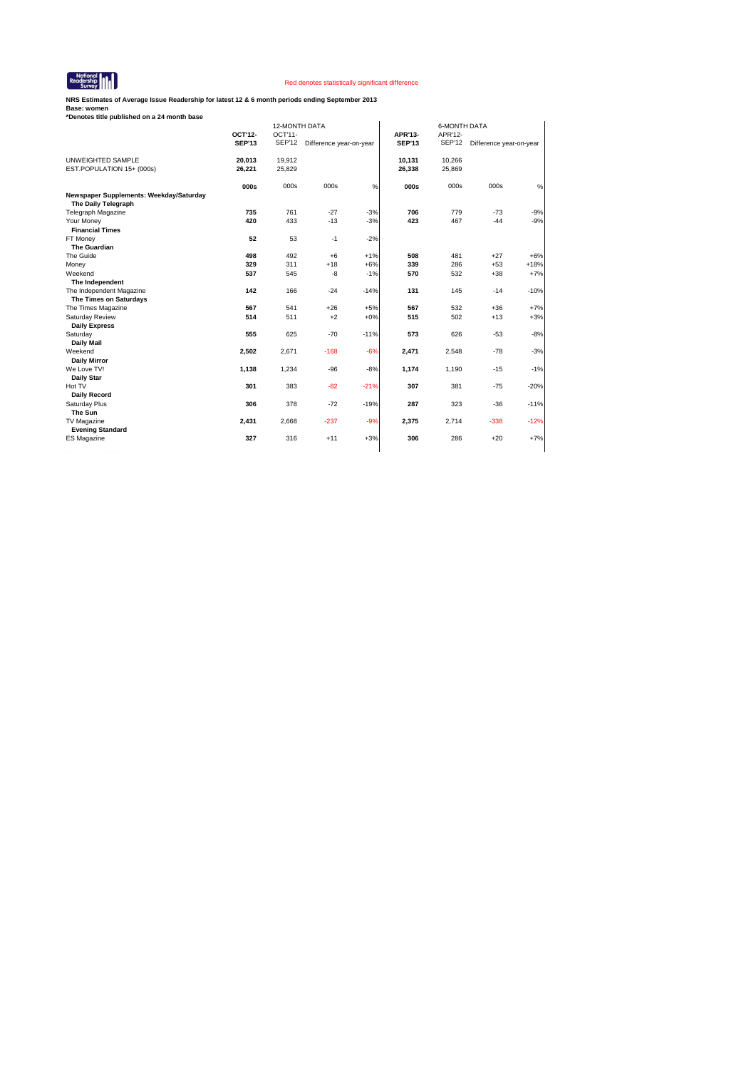Red denotes statistically significant difference

**NRS Estimates of Average Issue Readership for latest 12 & 6 month periods ending September 2013**
**Base: women**
**\*Denotes title published on a 24 month base**

| | 12-MONTH DATA | | | | 6-MONTH DATA | | | |
|---|---|---|---|---|---|---|---|---|
| | **OCT'12-SEP'13** | OCT'11-SEP'12 | Difference year-on-year | | **APR'13-SEP'13** | APR'12-SEP'12 | Difference year-on-year | |
| UNWEIGHTED SAMPLE | **20,013** | 19,912 | | | **10,131** | 10,266 | | |
| EST.POPULATION 15+ (000s) | **26,221** | 25,829 | | | **26,338** | 25,869 | | |
| | **000s** | 000s | 000s | % | **000s** | 000s | 000s | % |
| **Newspaper Supplements: Weekday/Saturday** | | | | | | | | |
| **The Daily Telegraph** | | | | | | | | |
| Telegraph Magazine | **735** | 761 | -27 | -3% | **706** | 779 | -73 | -9% |
| Your Money | **420** | 433 | -13 | -3% | **423** | 467 | -44 | -9% |
| **Financial Times** | | | | | | | | |
| FT Money | **52** | 53 | -1 | -2% | | | | |
| **The Guardian** | | | | | | | | |
| The Guide | **498** | 492 | +6 | +1% | **508** | 481 | +27 | +6% |
| Money | **329** | 311 | +18 | +6% | **339** | 286 | +53 | +18% |
| Weekend | **537** | 545 | -8 | -1% | **570** | 532 | +38 | +7% |
| **The Independent** | | | | | | | | |
| The Independent Magazine | **142** | 166 | -24 | -14% | **131** | 145 | -14 | -10% |
| **The Times on Saturdays** | | | | | | | | |
| The Times Magazine | **567** | 541 | +26 | +5% | **567** | 532 | +36 | +7% |
| Saturday Review | **514** | 511 | +2 | +0% | **515** | 502 | +13 | +3% |
| **Daily Express** | | | | | | | | |
| Saturday | **555** | 625 | -70 | -11% | **573** | 626 | -53 | -8% |
| **Daily Mail** | | | | | | | | |
| Weekend | **2,502** | 2,671 | -168 | -6% | **2,471** | 2,548 | -78 | -3% |
| **Daily Mirror** | | | | | | | | |
| We Love TV! | **1,138** | 1,234 | -96 | -8% | **1,174** | 1,190 | -15 | -1% |
| **Daily Star** | | | | | | | | |
| Hot TV | **301** | 383 | -82 | -21% | **307** | 381 | -75 | -20% |
| **Daily Record** | | | | | | | | |
| Saturday Plus | **306** | 378 | -72 | -19% | **287** | 323 | -36 | -11% |
| **The Sun** | | | | | | | | |
| TV Magazine | **2,431** | 2,668 | -237 | -9% | **2,375** | 2,714 | -338 | -12% |
| **Evening Standard** | | | | | | | | |
| ES Magazine | **327** | 316 | +11 | +3% | **306** | 286 | +20 | +7% |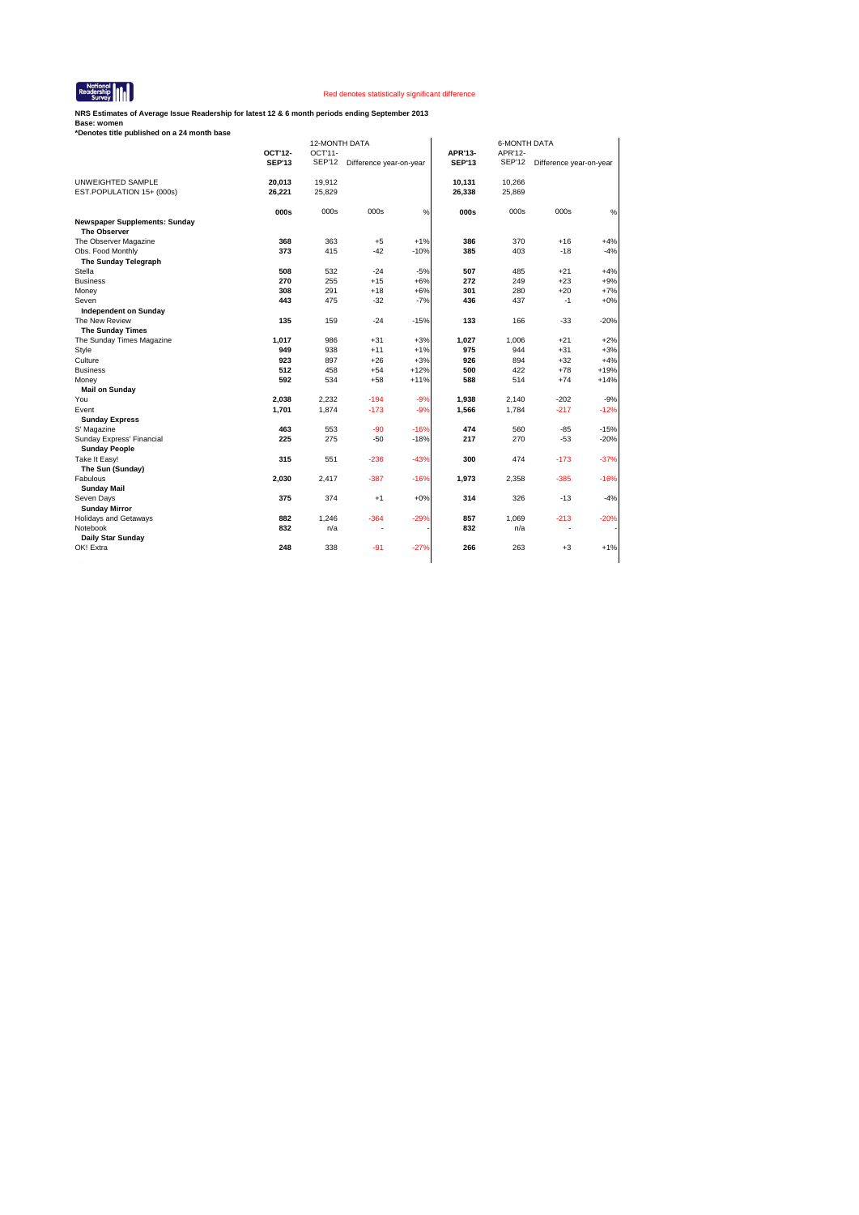National Readership Survey

Red denotes statistically significant difference

**NRS Estimates of Average Issue Readership for latest 12 & 6 month periods ending September 2013**
**Base: women**
***Denotes title published on a 24 month base**

| | 12-MONTH DATA | | | | 6-MONTH DATA | | | |
|---|---|---|---|---|---|---|---|---|
| | **OCT'12-SEP'13** | OCT'11-SEP'12 | Difference year-on-year | | **APR'13-SEP'13** | APR'12-SEP'12 | Difference year-on-year | |
| UNWEIGHTED SAMPLE | **20,013** | 19,912 | | | **10,131** | 10,266 | | |
| EST.POPULATION 15+ (000s) | **26,221** | 25,829 | | | **26,338** | 25,869 | | |
| | **000s** | 000s | 000s | % | **000s** | 000s | 000s | % |
| **Newspaper Supplements: Sunday** | | | | | | | | |
| **The Observer** | | | | | | | | |
| The Observer Magazine | **368** | 363 | +5 | +1% | **386** | 370 | +16 | +4% |
| Obs. Food Monthly | **373** | 415 | -42 | -10% | **385** | 403 | -18 | -4% |
| **The Sunday Telegraph** | | | | | | | | |
| Stella | **508** | 532 | -24 | -5% | **507** | 485 | +21 | +4% |
| Business | **270** | 255 | +15 | +6% | **272** | 249 | +23 | +9% |
| Money | **308** | 291 | +18 | +6% | **301** | 280 | +20 | +7% |
| Seven | **443** | 475 | -32 | -7% | **436** | 437 | -1 | +0% |
| **Independent on Sunday** | | | | | | | | |
| The New Review | **135** | 159 | -24 | -15% | **133** | 166 | -33 | -20% |
| **The Sunday Times** | | | | | | | | |
| The Sunday Times Magazine | **1,017** | 986 | +31 | +3% | **1,027** | 1,006 | +21 | +2% |
| Style | **949** | 938 | +11 | +1% | **975** | 944 | +31 | +3% |
| Culture | **923** | 897 | +26 | +3% | **926** | 894 | +32 | +4% |
| Business | **512** | 458 | +54 | +12% | **500** | 422 | +78 | +19% |
| Money | **592** | 534 | +58 | +11% | **588** | 514 | +74 | +14% |
| **Mail on Sunday** | | | | | | | | |
| You | **2,038** | 2,232 | -194 | -9% | **1,938** | 2,140 | -202 | -9% |
| Event | **1,701** | 1,874 | -173 | -9% | **1,566** | 1,784 | -217 | -12% |
| **Sunday Express** | | | | | | | | |
| S' Magazine | **463** | 553 | -90 | -16% | **474** | 560 | -85 | -15% |
| Sunday Express' Financial | **225** | 275 | -50 | -18% | **217** | 270 | -53 | -20% |
| **Sunday People** | | | | | | | | |
| Take It Easy! | **315** | 551 | -236 | -43% | **300** | 474 | -173 | -37% |
| **The Sun (Sunday)** | | | | | | | | |
| Fabulous | **2,030** | 2,417 | -387 | -16% | **1,973** | 2,358 | -385 | -16% |
| **Sunday Mail** | | | | | | | | |
| Seven Days | **375** | 374 | +1 | +0% | **314** | 326 | -13 | -4% |
| **Sunday Mirror** | | | | | | | | |
| Holidays and Getaways | **882** | 1,246 | -364 | -29% | **857** | 1,069 | -213 | -20% |
| Notebook | **832** | n/a | - | - | **832** | n/a | - | - |
| **Daily Star Sunday** | | | | | | | | |
| OK! Extra | **248** | 338 | -91 | -27% | **266** | 263 | +3 | +1% |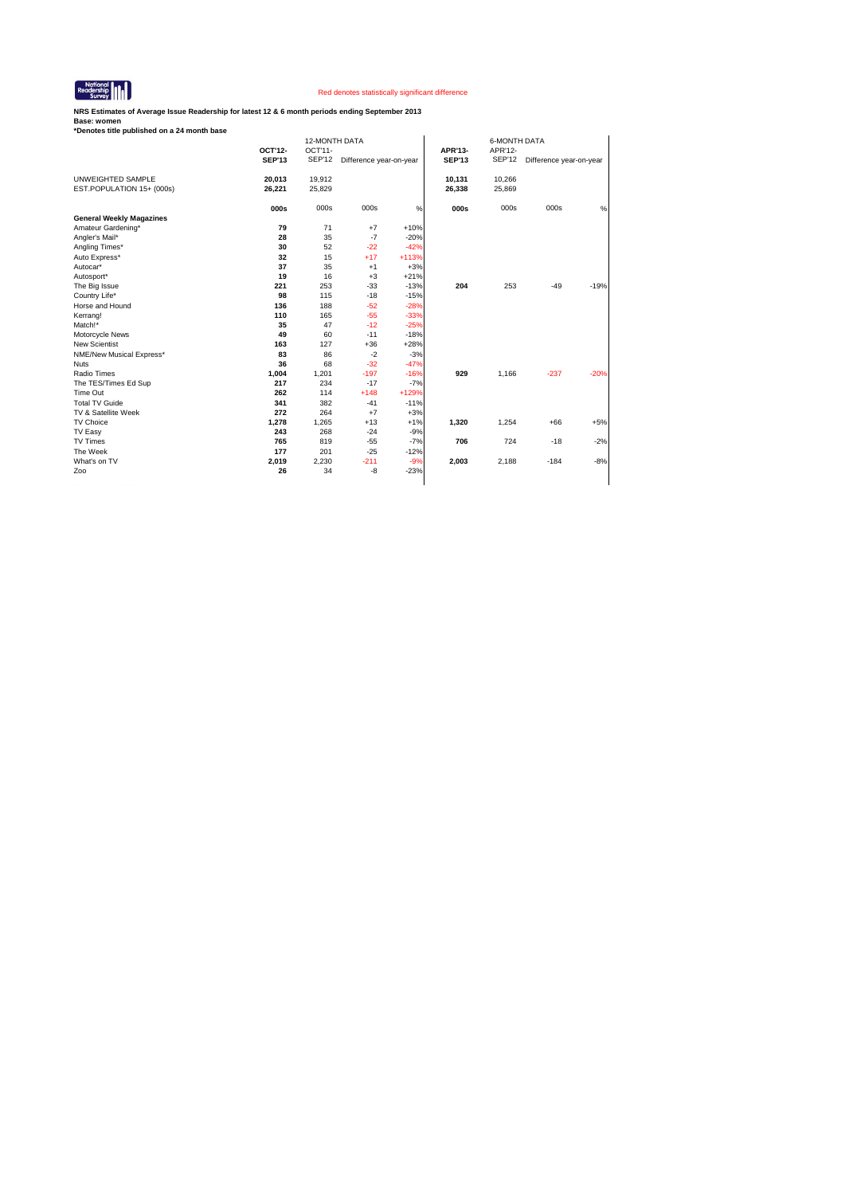Red denotes statistically significant difference

**NRS Estimates of Average Issue Readership for latest 12 & 6 month periods ending September 2013**
**Base: women**
***Denotes title published on a 24 month base**

| | 12-MONTH DATA | | | | 6-MONTH DATA | | | |
|---|---|---|---|---|---|---|---|---|
| | **OCT'12-SEP'13** | OCT'11-SEP'12 | Difference year-on-year | | **APR'13-SEP'13** | APR'12-SEP'12 | Difference year-on-year | |
| UNWEIGHTED SAMPLE | **20,013** | 19,912 | | | **10,131** | 10,266 | | |
| EST.POPULATION 15+ (000s) | **26,221** | 25,829 | | | **26,338** | 25,869 | | |
| | **000s** | 000s | 000s | % | **000s** | 000s | 000s | % |
| **General Weekly Magazines** | | | | | | | | |
| Amateur Gardening* | **79** | 71 | +7 | +10% | | | | |
| Angler's Mail* | **28** | 35 | -7 | -20% | | | | |
| Angling Times* | **30** | 52 | -22 | -42% | | | | |
| Auto Express* | **32** | 15 | +17 | +113% | | | | |
| Autocar* | **37** | 35 | +1 | +3% | | | | |
| Autosport* | **19** | 16 | +3 | +21% | | | | |
| The Big Issue | **221** | 253 | -33 | -13% | **204** | 253 | -49 | -19% |
| Country Life* | **98** | 115 | -18 | -15% | | | | |
| Horse and Hound | **136** | 188 | -52 | -28% | | | | |
| Kerrang! | **110** | 165 | -55 | -33% | | | | |
| Match!* | **35** | 47 | -12 | -25% | | | | |
| Motorcycle News | **49** | 60 | -11 | -18% | | | | |
| New Scientist | **163** | 127 | +36 | +28% | | | | |
| NME/New Musical Express* | **83** | 86 | -2 | -3% | | | | |
| Nuts | **36** | 68 | -32 | -47% | | | | |
| Radio Times | **1,004** | 1,201 | -197 | -16% | **929** | 1,166 | -237 | -20% |
| The TES/Times Ed Sup | **217** | 234 | -17 | -7% | | | | |
| Time Out | **262** | 114 | +148 | +129% | | | | |
| Total TV Guide | **341** | 382 | -41 | -11% | | | | |
| TV & Satellite Week | **272** | 264 | +7 | +3% | | | | |
| TV Choice | **1,278** | 1,265 | +13 | +1% | **1,320** | 1,254 | +66 | +5% |
| TV Easy | **243** | 268 | -24 | -9% | | | | |
| TV Times | **765** | 819 | -55 | -7% | **706** | 724 | -18 | -2% |
| The Week | **177** | 201 | -25 | -12% | | | | |
| What's on TV | **2,019** | 2,230 | -211 | -9% | **2,003** | 2,188 | -184 | -8% |
| Zoo | **26** | 34 | -8 | -23% | | | | |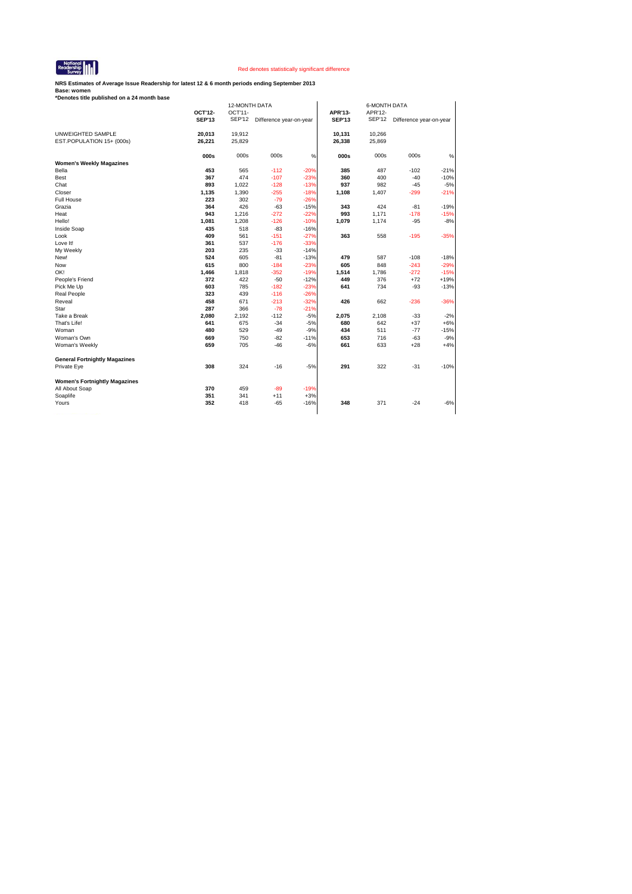National Readership Survey

Red denotes statistically significant difference

**NRS Estimates of Average Issue Readership for latest 12 & 6 month periods ending September 2013**
**Base: women**
***Denotes title published on a 24 month base**

| | 12-MONTH DATA | | | | 6-MONTH DATA | | | |
|---|---|---|---|---|---|---|---|---|
| | **OCT'12-SEP'13** | OCT'11-SEP'12 | Difference year-on-year | | **APR'13-SEP'13** | APR'12-SEP'12 | Difference year-on-year | |
| UNWEIGHTED SAMPLE | **20,013** | 19,912 | | | **10,131** | 10,266 | | |
| EST.POPULATION 15+ (000s) | **26,221** | 25,829 | | | **26,338** | 25,869 | | |
| | **000s** | 000s | 000s | % | **000s** | 000s | 000s | % |
| **Women's Weekly Magazines** | | | | | | | | |
| Bella | **453** | 565 | -112 | -20% | **385** | 487 | -102 | -21% |
| Best | **367** | 474 | -107 | -23% | **360** | 400 | -40 | -10% |
| Chat | **893** | 1,022 | -128 | -13% | **937** | 982 | -45 | -5% |
| Closer | **1,135** | 1,390 | -255 | -18% | **1,108** | 1,407 | -299 | -21% |
| Full House | **223** | 302 | -79 | -26% | | | | |
| Grazia | **364** | 426 | -63 | -15% | **343** | 424 | -81 | -19% |
| Heat | **943** | 1,216 | -272 | -22% | **993** | 1,171 | -178 | -15% |
| Hello! | **1,081** | 1,208 | -126 | -10% | **1,079** | 1,174 | -95 | -8% |
| Inside Soap | **435** | 518 | -83 | -16% | | | | |
| Look | **409** | 561 | -151 | -27% | **363** | 558 | -195 | -35% |
| Love It! | **361** | 537 | -176 | -33% | | | | |
| My Weekly | **203** | 235 | -33 | -14% | | | | |
| New! | **524** | 605 | -81 | -13% | **479** | 587 | -108 | -18% |
| Now | **615** | 800 | -184 | -23% | **605** | 848 | -243 | -29% |
| OK! | **1,466** | 1,818 | -352 | -19% | **1,514** | 1,786 | -272 | -15% |
| People's Friend | **372** | 422 | -50 | -12% | **449** | 376 | +72 | +19% |
| Pick Me Up | **603** | 785 | -182 | -23% | **641** | 734 | -93 | -13% |
| Real People | **323** | 439 | -116 | -26% | | | | |
| Reveal | **458** | 671 | -213 | -32% | **426** | 662 | -236 | -36% |
| Star | **287** | 366 | -78 | -21% | | | | |
| Take a Break | **2,080** | 2,192 | -112 | -5% | **2,075** | 2,108 | -33 | -2% |
| That's Life! | **641** | 675 | -34 | -5% | **680** | 642 | +37 | +6% |
| Woman | **480** | 529 | -49 | -9% | **434** | 511 | -77 | -15% |
| Woman's Own | **669** | 750 | -82 | -11% | **653** | 716 | -63 | -9% |
| Woman's Weekly | **659** | 705 | -46 | -6% | **661** | 633 | +28 | +4% |
| **General Fortnightly Magazines** | | | | | | | | |
| Private Eye | **308** | 324 | -16 | -5% | **291** | 322 | -31 | -10% |
| **Women's Fortnightly Magazines** | | | | | | | | |
| All About Soap | **370** | 459 | -89 | -19% | | | | |
| Soaplife | **351** | 341 | +11 | +3% | | | | |
| Yours | **352** | 418 | -65 | -16% | **348** | 371 | -24 | -6% |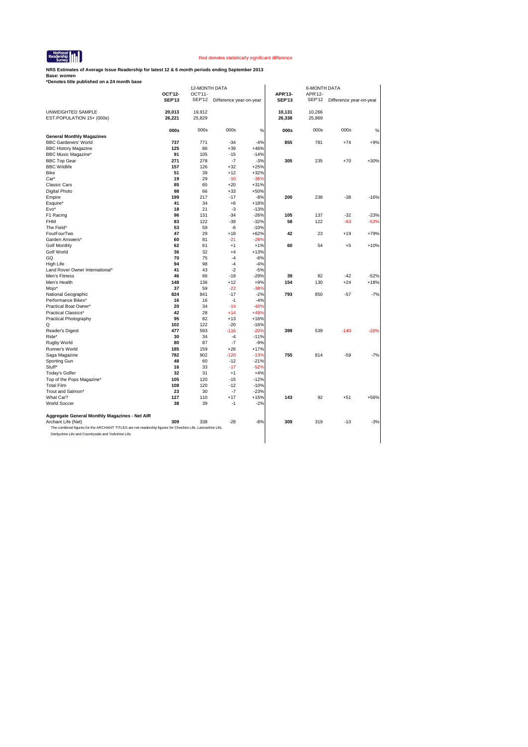National Readership Survey

Red denotes statistically significant difference

**NRS Estimates of Average Issue Readership for latest 12 & 6 month periods ending September 2013**
**Base: women**
***Denotes title published on a 24 month base**

| | 12-MONTH DATA | | | | 6-MONTH DATA | | | |
|---|---|---|---|---|---|---|---|---|
| | **OCT'12-SEP'13** | OCT'11-SEP'12 | Difference year-on-year | | **APR'13-SEP'13** | APR'12-SEP'12 | Difference year-on-year | |
| UNWEIGHTED SAMPLE | **20,013** | 19,912 | | | **10,131** | 10,266 | | |
| EST.POPULATION 15+ (000s) | **26,221** | 25,829 | | | **26,338** | 25,869 | | |
| | **000s** | 000s | 000s | % | **000s** | 000s | 000s | % |
| **General Monthly Magazines** | | | | | | | | |
| BBC Gardeners' World | **737** | 771 | -34 | -4% | **855** | 781 | +74 | +9% |
| BBC History Magazine | **125** | 86 | +39 | +46% | | | | |
| BBC Music Magazine* | **91** | 105 | -15 | -14% | | | | |
| BBC Top Gear | **271** | 278 | -7 | -3% | **305** | 235 | +70 | +30% |
| BBC Wildlife | **157** | 126 | +32 | +25% | | | | |
| Bike | **51** | 39 | +12 | +32% | | | | |
| Car* | **19** | 29 | -10 | -35% | | | | |
| Classic Cars | **85** | 65 | +20 | +31% | | | | |
| Digital Photo | **98** | 66 | +33 | +50% | | | | |
| Empire | **199** | 217 | -17 | -8% | **200** | 238 | -38 | -16% |
| Esquire* | **41** | 34 | +6 | +18% | | | | |
| Evo* | **18** | 21 | -3 | -13% | | | | |
| F1 Racing | **96** | 131 | -34 | -26% | **105** | 137 | -32 | -23% |
| FHM | **83** | 122 | -39 | -32% | **58** | 122 | -63 | -52% |
| The Field* | **53** | 59 | -6 | -10% | | | | |
| FourFourTwo | **47** | 29 | +18 | +62% | **42** | 23 | +19 | +79% |
| Garden Answers* | **60** | 81 | -21 | -26% | | | | |
| Golf Monthly | **62** | 61 | +1 | +1% | **60** | 54 | +5 | +10% |
| Golf World | **36** | 32 | +4 | +13% | | | | |
| GQ | **70** | 75 | -4 | -6% | | | | |
| High Life | **94** | 98 | -4 | -4% | | | | |
| Land Rover Owner International* | **41** | 43 | -2 | -5% | | | | |
| Men's Fitness | **46** | 66 | -19 | -29% | **39** | 82 | -42 | -52% |
| Men's Health | **148** | 136 | +12 | +9% | **154** | 130 | +24 | +18% |
| Mojo* | **37** | 59 | -22 | -38% | | | | |
| National Geographic | **824** | 841 | -17 | -2% | **793** | 850 | -57 | -7% |
| Performance Bikes* | **16** | 16 | -1 | -4% | | | | |
| Practical Boat Owner* | **20** | 34 | -14 | -40% | | | | |
| Practical Classics* | **42** | 28 | +14 | +49% | | | | |
| Practical Photography | **95** | 82 | +13 | +16% | | | | |
| Q | **102** | 122 | -20 | -16% | | | | |
| Reader's Digest | **477** | 593 | -116 | -20% | **399** | 539 | -140 | -26% |
| Ride* | **30** | 34 | -4 | -11% | | | | |
| Rugby World | **80** | 87 | -7 | -9% | | | | |
| Runner's World | **185** | 159 | +26 | +17% | | | | |
| Saga Magazine | **782** | 902 | -120 | -13% | **755** | 814 | -59 | -7% |
| Sporting Gun | **48** | 60 | -12 | -21% | | | | |
| Stuff* | **16** | 33 | -17 | -52% | | | | |
| Today's Golfer | **32** | 31 | +1 | +4% | | | | |
| Top of the Pops Magazine* | **105** | 120 | -15 | -12% | | | | |
| Total Film | **108** | 120 | -12 | -10% | | | | |
| Trout and Salmon* | **23** | 30 | -7 | -23% | | | | |
| What Car? | **127** | 110 | +17 | +15% | **143** | 92 | +51 | +56% |
| World Soccer | **38** | 39 | -1 | -2% | | | | |
| **Aggregate General Monthly Magazines - Net AIR** | | | | | | | | |
| Archant Life (Net) | **309** | 338 | -28 | -8% | **309** | 319 | -10 | -3% |

The combined figures for the ARCHANT TITLES are net readership figures for Cheshire Life, Lancashire Life, Derbyshire Life and Countryside and Yorkshire Life.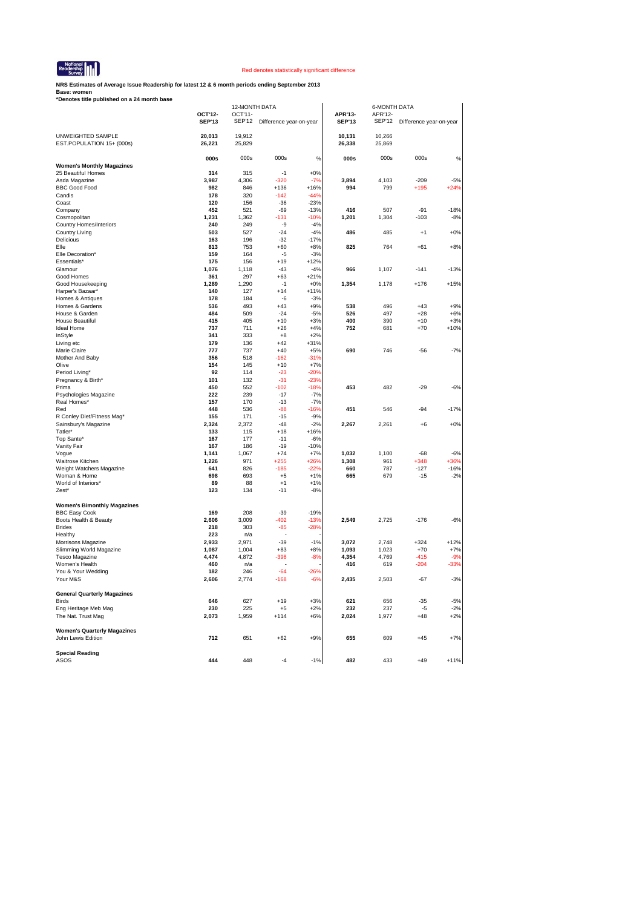National Readership Survey

Red denotes statistically significant difference

**NRS Estimates of Average Issue Readership for latest 12 & 6 month periods ending September 2013**
**Base: women**
***Denotes title published on a 24 month base**

| | 12-MONTH DATA | | | | 6-MONTH DATA | | | |
|---|---|---|---|---|---|---|---|---|
| | **OCT'12-SEP'13** | OCT'11-SEP'12 | Difference year-on-year | | **APR'13-SEP'13** | APR'12-SEP'12 | Difference year-on-year | |
| UNWEIGHTED SAMPLE | **20,013** | 19,912 | | | **10,131** | 10,266 | | |
| EST.POPULATION 15+ (000s) | **26,221** | 25,829 | | | **26,338** | 25,869 | | |
| | **000s** | 000s | 000s | % | **000s** | 000s | 000s | % |
| **Women's Monthly Magazines** | | | | | | | | |
| 25 Beautiful Homes | **314** | 315 | -1 | +0% | | | | |
| Asda Magazine | **3,987** | 4,306 | -320 | -7% | **3,894** | 4,103 | -209 | -5% |
| BBC Good Food | **982** | 846 | +136 | +16% | **994** | 799 | +195 | +24% |
| Candis | **178** | 320 | -142 | -44% | | | | |
| Coast | **120** | 156 | -36 | -23% | | | | |
| Company | **452** | 521 | -69 | -13% | **416** | 507 | -91 | -18% |
| Cosmopolitan | **1,231** | 1,362 | -131 | -10% | **1,201** | 1,304 | -103 | -8% |
| Country Homes/Interiors | **240** | 249 | -9 | -4% | | | | |
| Country Living | **503** | 527 | -24 | -4% | **486** | 485 | +1 | +0% |
| Delicious | **163** | 196 | -32 | -17% | | | | |
| Elle | **813** | 753 | +60 | +8% | **825** | 764 | +61 | +8% |
| Elle Decoration* | **159** | 164 | -5 | -3% | | | | |
| Essentials* | **175** | 156 | +19 | +12% | | | | |
| Glamour | **1,076** | 1,118 | -43 | -4% | **966** | 1,107 | -141 | -13% |
| Good Homes | **361** | 297 | +63 | +21% | | | | |
| Good Housekeeping | **1,289** | 1,290 | -1 | +0% | **1,354** | 1,178 | +176 | +15% |
| Harper's Bazaar* | **140** | 127 | +14 | +11% | | | | |
| Homes & Antiques | **178** | 184 | -6 | -3% | | | | |
| Homes & Gardens | **536** | 493 | +43 | +9% | **538** | 496 | +43 | +9% |
| House & Garden | **484** | 509 | -24 | -5% | **526** | 497 | +28 | +6% |
| House Beautiful | **415** | 405 | +10 | +3% | **400** | 390 | +10 | +3% |
| Ideal Home | **737** | 711 | +26 | +4% | **752** | 681 | +70 | +10% |
| InStyle | **341** | 333 | +8 | +2% | | | | |
| Living etc | **179** | 136 | +42 | +31% | | | | |
| Marie Claire | **777** | 737 | +40 | +5% | **690** | 746 | -56 | -7% |
| Mother And Baby | **356** | 518 | -162 | -31% | | | | |
| Olive | **154** | 145 | +10 | +7% | | | | |
| Period Living* | **92** | 114 | -23 | -20% | | | | |
| Pregnancy & Birth* | **101** | 132 | -31 | -23% | | | | |
| Prima | **450** | 552 | -102 | -18% | **453** | 482 | -29 | -6% |
| Psychologies Magazine | **222** | 239 | -17 | -7% | | | | |
| Real Homes* | **157** | 170 | -13 | -7% | | | | |
| Red | **448** | 536 | -88 | -16% | **451** | 546 | -94 | -17% |
| R Conley Diet/Fitness Mag* | **155** | 171 | -15 | -9% | | | | |
| Sainsbury's Magazine | **2,324** | 2,372 | -48 | -2% | **2,267** | 2,261 | +6 | +0% |
| Tatler* | **133** | 115 | +18 | +16% | | | | |
| Top Sante* | **167** | 177 | -11 | -6% | | | | |
| Vanity Fair | **167** | 186 | -19 | -10% | | | | |
| Vogue | **1,141** | 1,067 | +74 | +7% | **1,032** | 1,100 | -68 | -6% |
| Waitrose Kitchen | **1,226** | 971 | +255 | +26% | **1,308** | 961 | +348 | +36% |
| Weight Watchers Magazine | **641** | 826 | -185 | -22% | **660** | 787 | -127 | -16% |
| Woman & Home | **698** | 693 | +5 | +1% | **665** | 679 | -15 | -2% |
| World of Interiors* | **89** | 88 | +1 | +1% | | | | |
| Zest* | **123** | 134 | -11 | -8% | | | | |
| **Women's Bimonthly Magazines** | | | | | | | | |
| BBC Easy Cook | **169** | 208 | -39 | -19% | | | | |
| Boots Health & Beauty | **2,606** | 3,009 | -402 | -13% | **2,549** | 2,725 | -176 | -6% |
| Brides | **218** | 303 | -85 | -28% | | | | |
| Healthy | **223** | n/a | - | - | | | | |
| Morrisons Magazine | **2,933** | 2,971 | -39 | -1% | **3,072** | 2,748 | +324 | +12% |
| Slimming World Magazine | **1,087** | 1,004 | +83 | +8% | **1,093** | 1,023 | +70 | +7% |
| Tesco Magazine | **4,474** | 4,872 | -398 | -8% | **4,354** | 4,769 | -415 | -9% |
| Women's Health | **460** | n/a | - | - | **416** | 619 | -204 | -33% |
| You & Your Wedding | **182** | 246 | -64 | -26% | | | | |
| Your M&S | **2,606** | 2,774 | -168 | -6% | **2,435** | 2,503 | -67 | -3% |
| **General Quarterly Magazines** | | | | | | | | |
| Birds | **646** | 627 | +19 | +3% | **621** | 656 | -35 | -5% |
| Eng Heritage Meb Mag | **230** | 225 | +5 | +2% | **232** | 237 | -5 | -2% |
| The Nat. Trust Mag | **2,073** | 1,959 | +114 | +6% | **2,024** | 1,977 | +48 | +2% |
| **Women's Quarterly Magazines** | | | | | | | | |
| John Lewis Edition | **712** | 651 | +62 | +9% | **655** | 609 | +45 | +7% |
| **Special Reading** | | | | | | | | |
| ASOS | **444** | 448 | -4 | -1% | **482** | 433 | +49 | +11% |